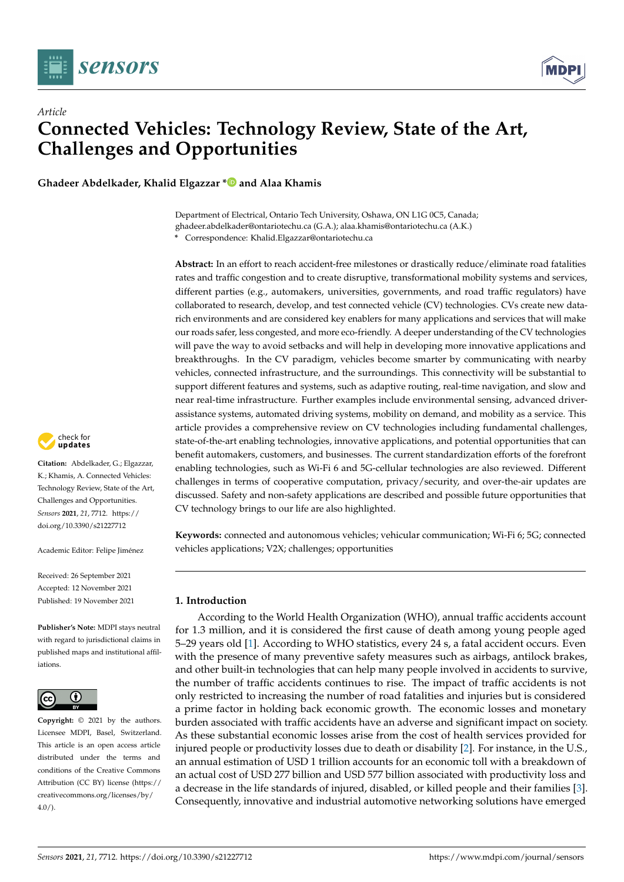*Article*

# Connected Vehicles: Technology Review, State of the Art, Challenges and Opportunities

**Ghadeer Abdelkader, Khalid Elgazzar * and Alaa Khamis**

Department of Electrical, Ontario Tech University, Oshawa, ON L1G 0C5, Canada; ghadeer.abdelkader@ontariotechu.ca (G.A.); alaa.khamis@ontariotechu.ca (A.K.)
* Correspondence: Khalid.Elgazzar@ontariotechu.ca

**Abstract:** In an effort to reach accident-free milestones or drastically reduce/eliminate road fatalities rates and traffic congestion and to create disruptive, transformational mobility systems and services, different parties (e.g., automakers, universities, governments, and road traffic regulators) have collaborated to research, develop, and test connected vehicle (CV) technologies. CVs create new data-rich environments and are considered key enablers for many applications and services that will make our roads safer, less congested, and more eco-friendly. A deeper understanding of the CV technologies will pave the way to avoid setbacks and will help in developing more innovative applications and breakthroughs. In the CV paradigm, vehicles become smarter by communicating with nearby vehicles, connected infrastructure, and the surroundings. This connectivity will be substantial to support different features and systems, such as adaptive routing, real-time navigation, and slow and near real-time infrastructure. Further examples include environmental sensing, advanced driver-assistance systems, automated driving systems, mobility on demand, and mobility as a service. This article provides a comprehensive review on CV technologies including fundamental challenges, state-of-the-art enabling technologies, innovative applications, and potential opportunities that can benefit automakers, customers, and businesses. The current standardization efforts of the forefront enabling technologies, such as Wi-Fi 6 and 5G-cellular technologies are also reviewed. Different challenges in terms of cooperative computation, privacy/security, and over-the-air updates are discussed. Safety and non-safety applications are described and possible future opportunities that CV technology brings to our life are also highlighted.

**Keywords:** connected and autonomous vehicles; vehicular communication; Wi-Fi 6; 5G; connected vehicles applications; V2X; challenges; opportunities

**Citation:** Abdelkader, G.; Elgazzar, K.; Khamis, A. Connected Vehicles: Technology Review, State of the Art, Challenges and Opportunities. *Sensors* **2021**, *21*, 7712. https://doi.org/10.3390/s21227712

Academic Editor: Felipe Jiménez

Received: 26 September 2021
Accepted: 12 November 2021
Published: 19 November 2021

**Publisher's Note:** MDPI stays neutral with regard to jurisdictional claims in published maps and institutional affiliations.

**Copyright:** © 2021 by the authors. Licensee MDPI, Basel, Switzerland. This article is an open access article distributed under the terms and conditions of the Creative Commons Attribution (CC BY) license (https://creativecommons.org/licenses/by/4.0/).

## 1. Introduction

According to the World Health Organization (WHO), annual traffic accidents account for 1.3 million, and it is considered the first cause of death among young people aged 5–29 years old [1]. According to WHO statistics, every 24 s, a fatal accident occurs. Even with the presence of many preventive safety measures such as airbags, antilock brakes, and other built-in technologies that can help many people involved in accidents to survive, the number of traffic accidents continues to rise. The impact of traffic accidents is not only restricted to increasing the number of road fatalities and injuries but is considered a prime factor in holding back economic growth. The economic losses and monetary burden associated with traffic accidents have an adverse and significant impact on society. As these substantial economic losses arise from the cost of health services provided for injured people or productivity losses due to death or disability [2]. For instance, in the U.S., an annual estimation of USD 1 trillion accounts for an economic toll with a breakdown of an actual cost of USD 277 billion and USD 577 billion associated with productivity loss and a decrease in the life standards of injured, disabled, or killed people and their families [3]. Consequently, innovative and industrial automotive networking solutions have emerged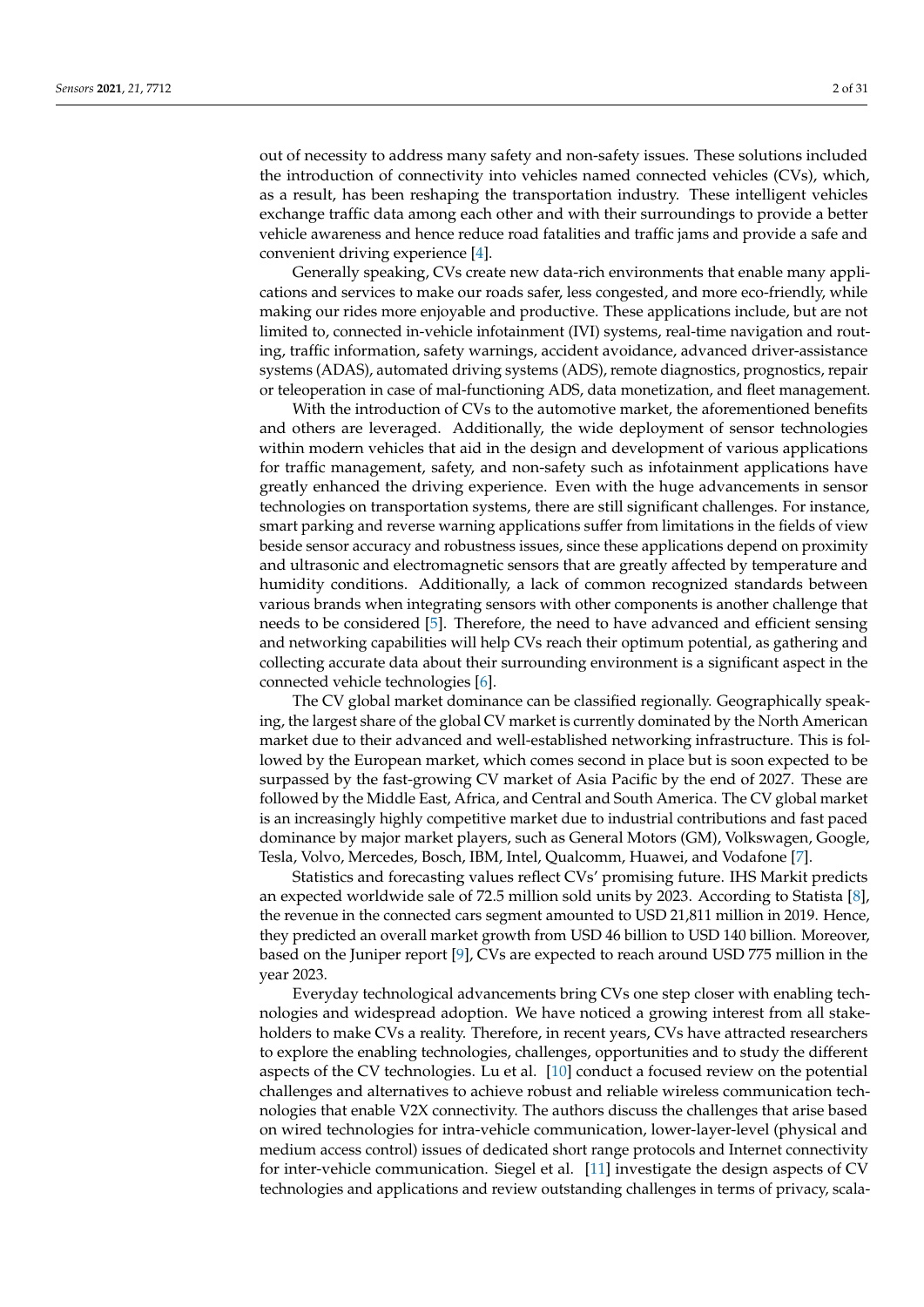out of necessity to address many safety and non-safety issues. These solutions included the introduction of connectivity into vehicles named connected vehicles (CVs), which, as a result, has been reshaping the transportation industry. These intelligent vehicles exchange traffic data among each other and with their surroundings to provide a better vehicle awareness and hence reduce road fatalities and traffic jams and provide a safe and convenient driving experience [4].

Generally speaking, CVs create new data-rich environments that enable many applications and services to make our roads safer, less congested, and more eco-friendly, while making our rides more enjoyable and productive. These applications include, but are not limited to, connected in-vehicle infotainment (IVI) systems, real-time navigation and routing, traffic information, safety warnings, accident avoidance, advanced driver-assistance systems (ADAS), automated driving systems (ADS), remote diagnostics, prognostics, repair or teleoperation in case of mal-functioning ADS, data monetization, and fleet management.

With the introduction of CVs to the automotive market, the aforementioned benefits and others are leveraged. Additionally, the wide deployment of sensor technologies within modern vehicles that aid in the design and development of various applications for traffic management, safety, and non-safety such as infotainment applications have greatly enhanced the driving experience. Even with the huge advancements in sensor technologies on transportation systems, there are still significant challenges. For instance, smart parking and reverse warning applications suffer from limitations in the fields of view beside sensor accuracy and robustness issues, since these applications depend on proximity and ultrasonic and electromagnetic sensors that are greatly affected by temperature and humidity conditions. Additionally, a lack of common recognized standards between various brands when integrating sensors with other components is another challenge that needs to be considered [5]. Therefore, the need to have advanced and efficient sensing and networking capabilities will help CVs reach their optimum potential, as gathering and collecting accurate data about their surrounding environment is a significant aspect in the connected vehicle technologies [6].

The CV global market dominance can be classified regionally. Geographically speaking, the largest share of the global CV market is currently dominated by the North American market due to their advanced and well-established networking infrastructure. This is followed by the European market, which comes second in place but is soon expected to be surpassed by the fast-growing CV market of Asia Pacific by the end of 2027. These are followed by the Middle East, Africa, and Central and South America. The CV global market is an increasingly highly competitive market due to industrial contributions and fast paced dominance by major market players, such as General Motors (GM), Volkswagen, Google, Tesla, Volvo, Mercedes, Bosch, IBM, Intel, Qualcomm, Huawei, and Vodafone [7].

Statistics and forecasting values reflect CVs' promising future. IHS Markit predicts an expected worldwide sale of 72.5 million sold units by 2023. According to Statista [8], the revenue in the connected cars segment amounted to USD 21,811 million in 2019. Hence, they predicted an overall market growth from USD 46 billion to USD 140 billion. Moreover, based on the Juniper report [9], CVs are expected to reach around USD 775 million in the year 2023.

Everyday technological advancements bring CVs one step closer with enabling technologies and widespread adoption. We have noticed a growing interest from all stakeholders to make CVs a reality. Therefore, in recent years, CVs have attracted researchers to explore the enabling technologies, challenges, opportunities and to study the different aspects of the CV technologies. Lu et al. [10] conduct a focused review on the potential challenges and alternatives to achieve robust and reliable wireless communication technologies that enable V2X connectivity. The authors discuss the challenges that arise based on wired technologies for intra-vehicle communication, lower-layer-level (physical and medium access control) issues of dedicated short range protocols and Internet connectivity for inter-vehicle communication. Siegel et al. [11] investigate the design aspects of CV technologies and applications and review outstanding challenges in terms of privacy, scala-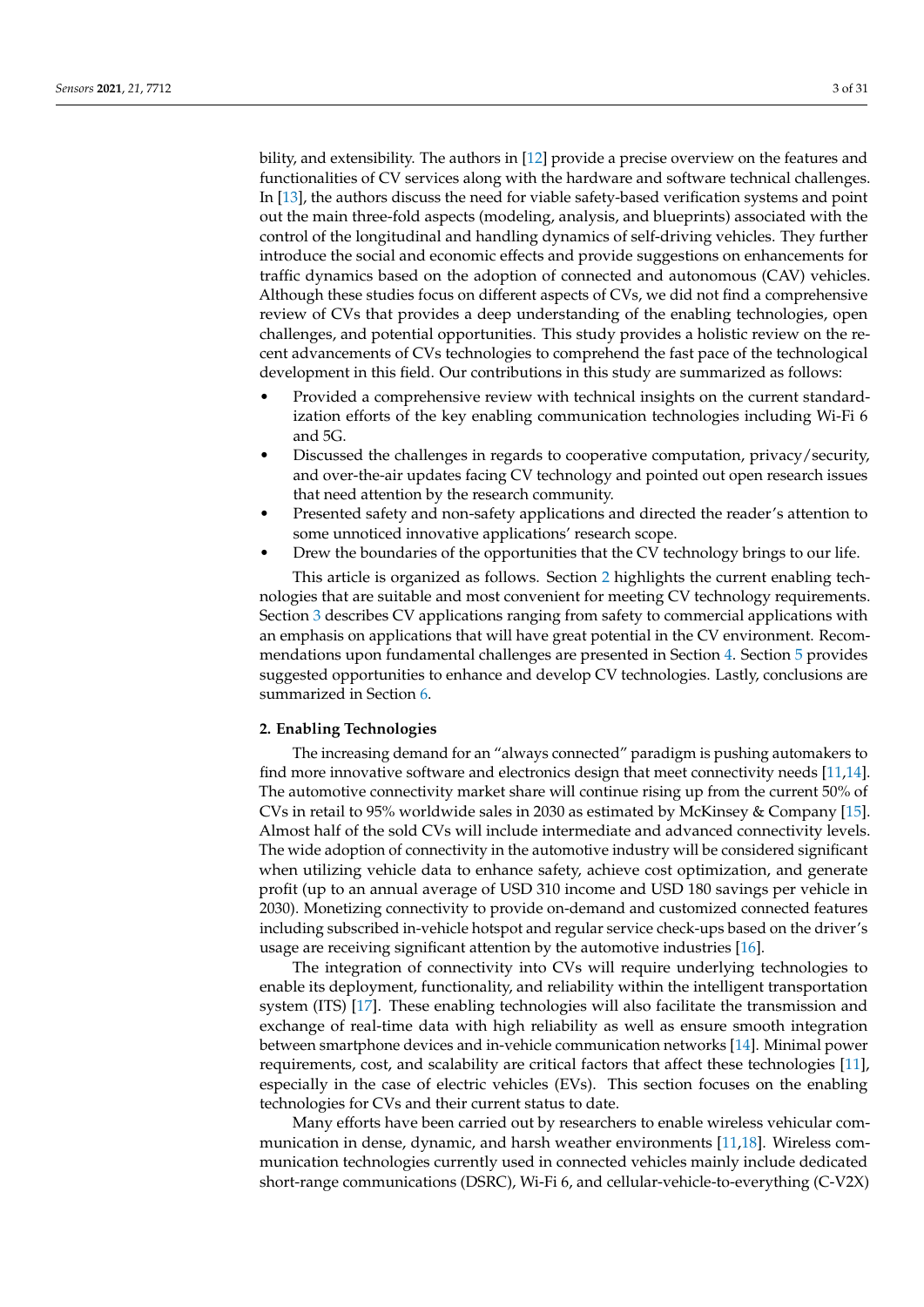bility, and extensibility. The authors in [12] provide a precise overview on the features and functionalities of CV services along with the hardware and software technical challenges. In [13], the authors discuss the need for viable safety-based verification systems and point out the main three-fold aspects (modeling, analysis, and blueprints) associated with the control of the longitudinal and handling dynamics of self-driving vehicles. They further introduce the social and economic effects and provide suggestions on enhancements for traffic dynamics based on the adoption of connected and autonomous (CAV) vehicles. Although these studies focus on different aspects of CVs, we did not find a comprehensive review of CVs that provides a deep understanding of the enabling technologies, open challenges, and potential opportunities. This study provides a holistic review on the recent advancements of CVs technologies to comprehend the fast pace of the technological development in this field. Our contributions in this study are summarized as follows:

- Provided a comprehensive review with technical insights on the current standardization efforts of the key enabling communication technologies including Wi-Fi 6 and 5G.
- Discussed the challenges in regards to cooperative computation, privacy/security, and over-the-air updates facing CV technology and pointed out open research issues that need attention by the research community.
- Presented safety and non-safety applications and directed the reader's attention to some unnoticed innovative applications' research scope.
- Drew the boundaries of the opportunities that the CV technology brings to our life.

This article is organized as follows. Section 2 highlights the current enabling technologies that are suitable and most convenient for meeting CV technology requirements. Section 3 describes CV applications ranging from safety to commercial applications with an emphasis on applications that will have great potential in the CV environment. Recommendations upon fundamental challenges are presented in Section 4. Section 5 provides suggested opportunities to enhance and develop CV technologies. Lastly, conclusions are summarized in Section 6.

## 2. Enabling Technologies

The increasing demand for an "always connected" paradigm is pushing automakers to find more innovative software and electronics design that meet connectivity needs [11,14]. The automotive connectivity market share will continue rising up from the current 50% of CVs in retail to 95% worldwide sales in 2030 as estimated by McKinsey & Company [15]. Almost half of the sold CVs will include intermediate and advanced connectivity levels. The wide adoption of connectivity in the automotive industry will be considered significant when utilizing vehicle data to enhance safety, achieve cost optimization, and generate profit (up to an annual average of USD 310 income and USD 180 savings per vehicle in 2030). Monetizing connectivity to provide on-demand and customized connected features including subscribed in-vehicle hotspot and regular service check-ups based on the driver's usage are receiving significant attention by the automotive industries [16].

The integration of connectivity into CVs will require underlying technologies to enable its deployment, functionality, and reliability within the intelligent transportation system (ITS) [17]. These enabling technologies will also facilitate the transmission and exchange of real-time data with high reliability as well as ensure smooth integration between smartphone devices and in-vehicle communication networks [14]. Minimal power requirements, cost, and scalability are critical factors that affect these technologies [11], especially in the case of electric vehicles (EVs). This section focuses on the enabling technologies for CVs and their current status to date.

Many efforts have been carried out by researchers to enable wireless vehicular communication in dense, dynamic, and harsh weather environments [11,18]. Wireless communication technologies currently used in connected vehicles mainly include dedicated short-range communications (DSRC), Wi-Fi 6, and cellular-vehicle-to-everything (C-V2X)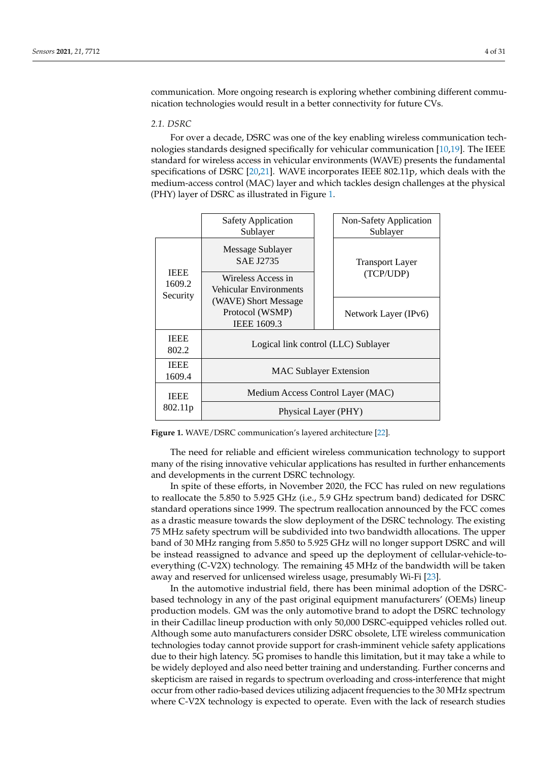communication. More ongoing research is exploring whether combining different communication technologies would result in a better connectivity for future CVs.

### 2.1. DSRC

For over a decade, DSRC was one of the key enabling wireless communication technologies standards designed specifically for vehicular communication [10,19]. The IEEE standard for wireless access in vehicular environments (WAVE) presents the fundamental specifications of DSRC [20,21]. WAVE incorporates IEEE 802.11p, which deals with the medium-access control (MAC) layer and which tackles design challenges at the physical (PHY) layer of DSRC as illustrated in Figure 1.

| | | |
|---|---|---|
| | Safety Application Sublayer | Non-Safety Application Sublayer |
| IEEE 1609.2 Security | Message Sublayer SAE J2735 | Transport Layer (TCP/UDP) |
| | Wireless Access in Vehicular Environments (WAVE) Short Message Protocol (WSMP) IEEE 1609.3 | Network Layer (IPv6) |
| IEEE 802.2 | Logical link control (LLC) Sublayer | |
| IEEE 1609.4 | MAC Sublayer Extension | |
| IEEE 802.11p | Medium Access Control Layer (MAC) | |
| | Physical Layer (PHY) | |

**Figure 1.** WAVE/DSRC communication's layered architecture [22].

The need for reliable and efficient wireless communication technology to support many of the rising innovative vehicular applications has resulted in further enhancements and developments in the current DSRC technology.

In spite of these efforts, in November 2020, the FCC has ruled on new regulations to reallocate the 5.850 to 5.925 GHz (i.e., 5.9 GHz spectrum band) dedicated for DSRC standard operations since 1999. The spectrum reallocation announced by the FCC comes as a drastic measure towards the slow deployment of the DSRC technology. The existing 75 MHz safety spectrum will be subdivided into two bandwidth allocations. The upper band of 30 MHz ranging from 5.850 to 5.925 GHz will no longer support DSRC and will be instead reassigned to advance and speed up the deployment of cellular-vehicle-to-everything (C-V2X) technology. The remaining 45 MHz of the bandwidth will be taken away and reserved for unlicensed wireless usage, presumably Wi-Fi [23].

In the automotive industrial field, there has been minimal adoption of the DSRC-based technology in any of the past original equipment manufacturers' (OEMs) lineup production models. GM was the only automotive brand to adopt the DSRC technology in their Cadillac lineup production with only 50,000 DSRC-equipped vehicles rolled out. Although some auto manufacturers consider DSRC obsolete, LTE wireless communication technologies today cannot provide support for crash-imminent vehicle safety applications due to their high latency. 5G promises to handle this limitation, but it may take a while to be widely deployed and also need better training and understanding. Further concerns and skepticism are raised in regards to spectrum overloading and cross-interference that might occur from other radio-based devices utilizing adjacent frequencies to the 30 MHz spectrum where C-V2X technology is expected to operate. Even with the lack of research studies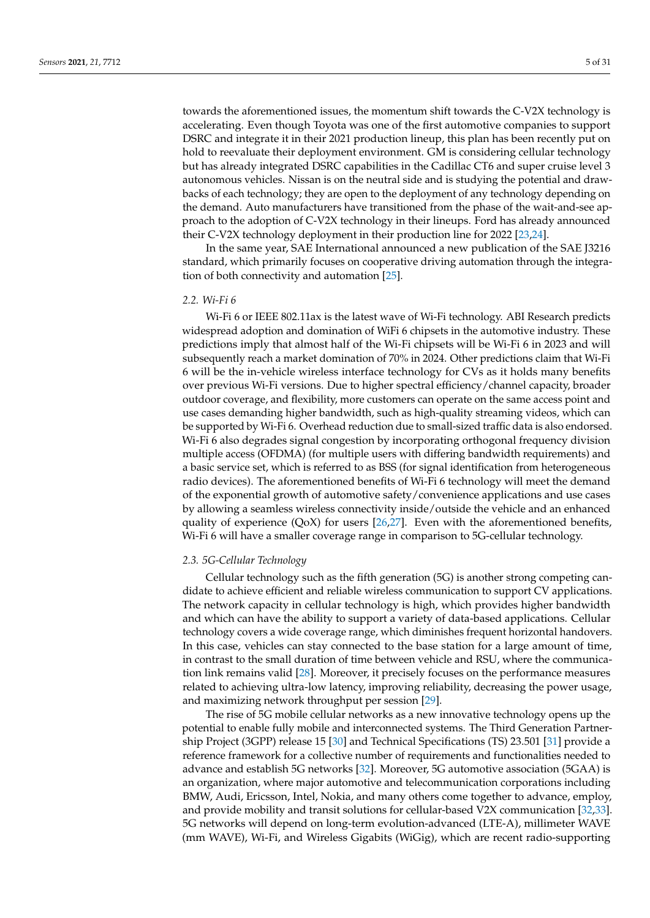towards the aforementioned issues, the momentum shift towards the C-V2X technology is accelerating. Even though Toyota was one of the first automotive companies to support DSRC and integrate it in their 2021 production lineup, this plan has been recently put on hold to reevaluate their deployment environment. GM is considering cellular technology but has already integrated DSRC capabilities in the Cadillac CT6 and super cruise level 3 autonomous vehicles. Nissan is on the neutral side and is studying the potential and drawbacks of each technology; they are open to the deployment of any technology depending on the demand. Auto manufacturers have transitioned from the phase of the wait-and-see approach to the adoption of C-V2X technology in their lineups. Ford has already announced their C-V2X technology deployment in their production line for 2022 [23,24].

In the same year, SAE International announced a new publication of the SAE J3216 standard, which primarily focuses on cooperative driving automation through the integration of both connectivity and automation [25].

### 2.2. Wi-Fi 6

Wi-Fi 6 or IEEE 802.11ax is the latest wave of Wi-Fi technology. ABI Research predicts widespread adoption and domination of WiFi 6 chipsets in the automotive industry. These predictions imply that almost half of the Wi-Fi chipsets will be Wi-Fi 6 in 2023 and will subsequently reach a market domination of 70% in 2024. Other predictions claim that Wi-Fi 6 will be the in-vehicle wireless interface technology for CVs as it holds many benefits over previous Wi-Fi versions. Due to higher spectral efficiency/channel capacity, broader outdoor coverage, and flexibility, more customers can operate on the same access point and use cases demanding higher bandwidth, such as high-quality streaming videos, which can be supported by Wi-Fi 6. Overhead reduction due to small-sized traffic data is also endorsed. Wi-Fi 6 also degrades signal congestion by incorporating orthogonal frequency division multiple access (OFDMA) (for multiple users with differing bandwidth requirements) and a basic service set, which is referred to as BSS (for signal identification from heterogeneous radio devices). The aforementioned benefits of Wi-Fi 6 technology will meet the demand of the exponential growth of automotive safety/convenience applications and use cases by allowing a seamless wireless connectivity inside/outside the vehicle and an enhanced quality of experience (QoX) for users [26,27]. Even with the aforementioned benefits, Wi-Fi 6 will have a smaller coverage range in comparison to 5G-cellular technology.

### 2.3. 5G-Cellular Technology

Cellular technology such as the fifth generation (5G) is another strong competing candidate to achieve efficient and reliable wireless communication to support CV applications. The network capacity in cellular technology is high, which provides higher bandwidth and which can have the ability to support a variety of data-based applications. Cellular technology covers a wide coverage range, which diminishes frequent horizontal handovers. In this case, vehicles can stay connected to the base station for a large amount of time, in contrast to the small duration of time between vehicle and RSU, where the communication link remains valid [28]. Moreover, it precisely focuses on the performance measures related to achieving ultra-low latency, improving reliability, decreasing the power usage, and maximizing network throughput per session [29].

The rise of 5G mobile cellular networks as a new innovative technology opens up the potential to enable fully mobile and interconnected systems. The Third Generation Partnership Project (3GPP) release 15 [30] and Technical Specifications (TS) 23.501 [31] provide a reference framework for a collective number of requirements and functionalities needed to advance and establish 5G networks [32]. Moreover, 5G automotive association (5GAA) is an organization, where major automotive and telecommunication corporations including BMW, Audi, Ericsson, Intel, Nokia, and many others come together to advance, employ, and provide mobility and transit solutions for cellular-based V2X communication [32,33]. 5G networks will depend on long-term evolution-advanced (LTE-A), millimeter WAVE (mm WAVE), Wi-Fi, and Wireless Gigabits (WiGig), which are recent radio-supporting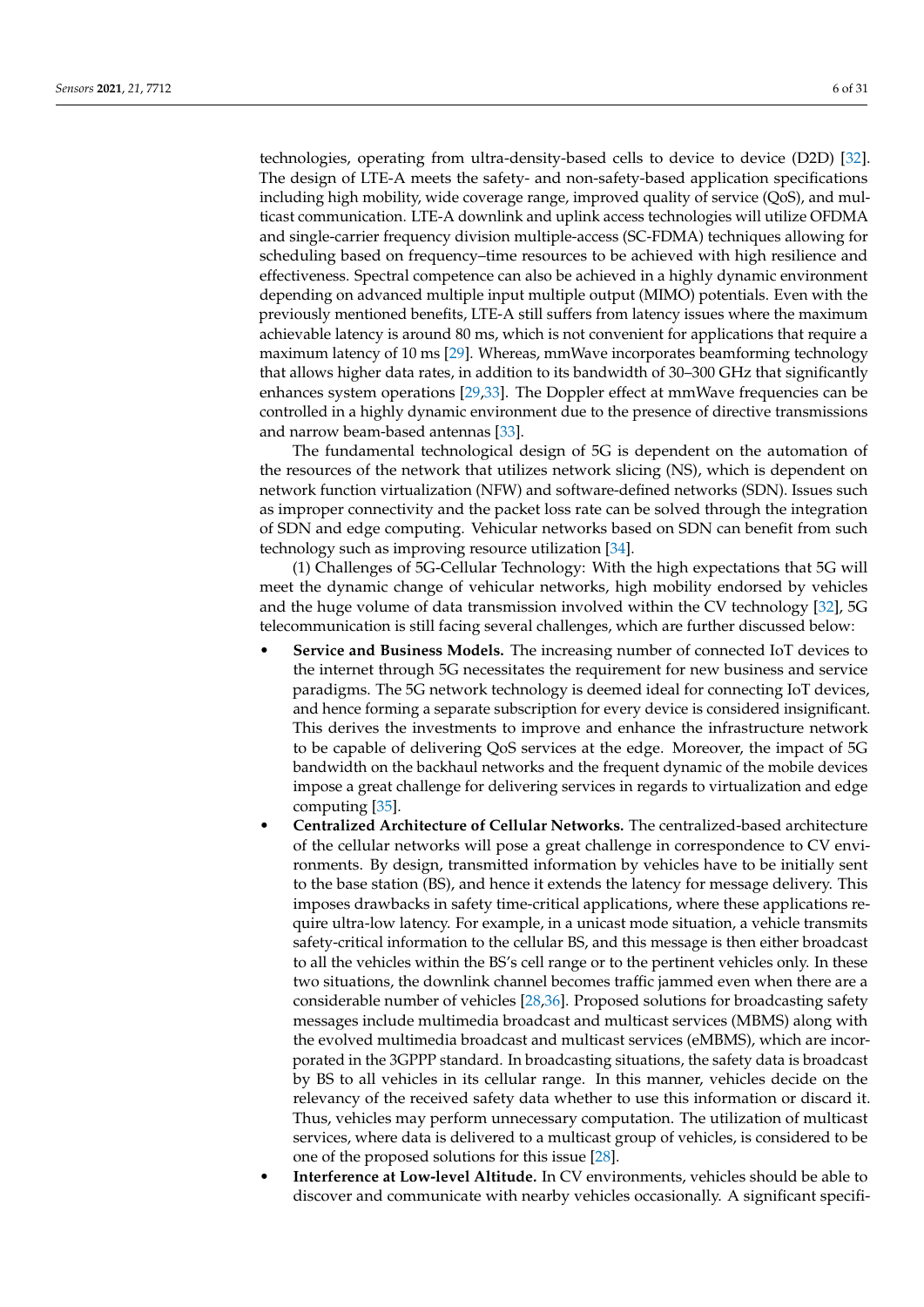technologies, operating from ultra-density-based cells to device to device (D2D) [32]. The design of LTE-A meets the safety- and non-safety-based application specifications including high mobility, wide coverage range, improved quality of service (QoS), and multicast communication. LTE-A downlink and uplink access technologies will utilize OFDMA and single-carrier frequency division multiple-access (SC-FDMA) techniques allowing for scheduling based on frequency–time resources to be achieved with high resilience and effectiveness. Spectral competence can also be achieved in a highly dynamic environment depending on advanced multiple input multiple output (MIMO) potentials. Even with the previously mentioned benefits, LTE-A still suffers from latency issues where the maximum achievable latency is around 80 ms, which is not convenient for applications that require a maximum latency of 10 ms [29]. Whereas, mmWave incorporates beamforming technology that allows higher data rates, in addition to its bandwidth of 30–300 GHz that significantly enhances system operations [29,33]. The Doppler effect at mmWave frequencies can be controlled in a highly dynamic environment due to the presence of directive transmissions and narrow beam-based antennas [33].

The fundamental technological design of 5G is dependent on the automation of the resources of the network that utilizes network slicing (NS), which is dependent on network function virtualization (NFW) and software-defined networks (SDN). Issues such as improper connectivity and the packet loss rate can be solved through the integration of SDN and edge computing. Vehicular networks based on SDN can benefit from such technology such as improving resource utilization [34].

(1) Challenges of 5G-Cellular Technology: With the high expectations that 5G will meet the dynamic change of vehicular networks, high mobility endorsed by vehicles and the huge volume of data transmission involved within the CV technology [32], 5G telecommunication is still facing several challenges, which are further discussed below:

- **Service and Business Models.** The increasing number of connected IoT devices to the internet through 5G necessitates the requirement for new business and service paradigms. The 5G network technology is deemed ideal for connecting IoT devices, and hence forming a separate subscription for every device is considered insignificant. This derives the investments to improve and enhance the infrastructure network to be capable of delivering QoS services at the edge. Moreover, the impact of 5G bandwidth on the backhaul networks and the frequent dynamic of the mobile devices impose a great challenge for delivering services in regards to virtualization and edge computing [35].
- **Centralized Architecture of Cellular Networks.** The centralized-based architecture of the cellular networks will pose a great challenge in correspondence to CV environments. By design, transmitted information by vehicles have to be initially sent to the base station (BS), and hence it extends the latency for message delivery. This imposes drawbacks in safety time-critical applications, where these applications require ultra-low latency. For example, in a unicast mode situation, a vehicle transmits safety-critical information to the cellular BS, and this message is then either broadcast to all the vehicles within the BS's cell range or to the pertinent vehicles only. In these two situations, the downlink channel becomes traffic jammed even when there are a considerable number of vehicles [28,36]. Proposed solutions for broadcasting safety messages include multimedia broadcast and multicast services (MBMS) along with the evolved multimedia broadcast and multicast services (eMBMS), which are incorporated in the 3GPP standard. In broadcasting situations, the safety data is broadcast by BS to all vehicles in its cellular range. In this manner, vehicles decide on the relevancy of the received safety data whether to use this information or discard it. Thus, vehicles may perform unnecessary computation. The utilization of multicast services, where data is delivered to a multicast group of vehicles, is considered to be one of the proposed solutions for this issue [28].
- **Interference at Low-level Altitude.** In CV environments, vehicles should be able to discover and communicate with nearby vehicles occasionally. A significant specifi-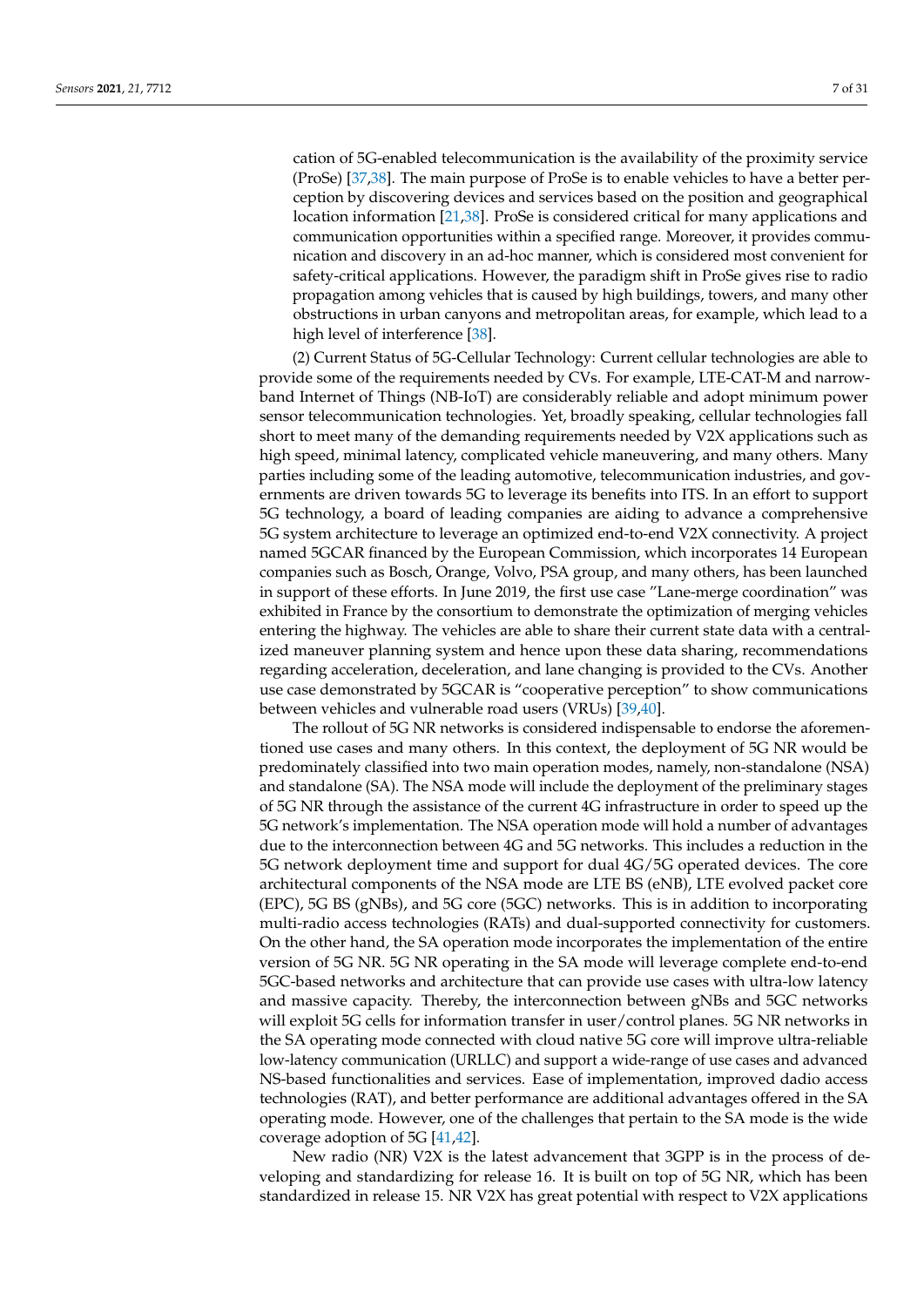cation of 5G-enabled telecommunication is the availability of the proximity service (ProSe) [37,38]. The main purpose of ProSe is to enable vehicles to have a better perception by discovering devices and services based on the position and geographical location information [21,38]. ProSe is considered critical for many applications and communication opportunities within a specified range. Moreover, it provides communication and discovery in an ad-hoc manner, which is considered most convenient for safety-critical applications. However, the paradigm shift in ProSe gives rise to radio propagation among vehicles that is caused by high buildings, towers, and many other obstructions in urban canyons and metropolitan areas, for example, which lead to a high level of interference [38].

(2) Current Status of 5G-Cellular Technology: Current cellular technologies are able to provide some of the requirements needed by CVs. For example, LTE-CAT-M and narrow-band Internet of Things (NB-IoT) are considerably reliable and adopt minimum power sensor telecommunication technologies. Yet, broadly speaking, cellular technologies fall short to meet many of the demanding requirements needed by V2X applications such as high speed, minimal latency, complicated vehicle maneuvering, and many others. Many parties including some of the leading automotive, telecommunication industries, and governments are driven towards 5G to leverage its benefits into ITS. In an effort to support 5G technology, a board of leading companies are aiding to advance a comprehensive 5G system architecture to leverage an optimized end-to-end V2X connectivity. A project named 5GCAR financed by the European Commission, which incorporates 14 European companies such as Bosch, Orange, Volvo, PSA group, and many others, has been launched in support of these efforts. In June 2019, the first use case "Lane-merge coordination" was exhibited in France by the consortium to demonstrate the optimization of merging vehicles entering the highway. The vehicles are able to share their current state data with a centralized maneuver planning system and hence upon these data sharing, recommendations regarding acceleration, deceleration, and lane changing is provided to the CVs. Another use case demonstrated by 5GCAR is "cooperative perception" to show communications between vehicles and vulnerable road users (VRUs) [39,40].

The rollout of 5G NR networks is considered indispensable to endorse the aforementioned use cases and many others. In this context, the deployment of 5G NR would be predominately classified into two main operation modes, namely, non-standalone (NSA) and standalone (SA). The NSA mode will include the deployment of the preliminary stages of 5G NR through the assistance of the current 4G infrastructure in order to speed up the 5G network's implementation. The NSA operation mode will hold a number of advantages due to the interconnection between 4G and 5G networks. This includes a reduction in the 5G network deployment time and support for dual 4G/5G operated devices. The core architectural components of the NSA mode are LTE BS (eNB), LTE evolved packet core (EPC), 5G BS (gNBs), and 5G core (5GC) networks. This is in addition to incorporating multi-radio access technologies (RATs) and dual-supported connectivity for customers. On the other hand, the SA operation mode incorporates the implementation of the entire version of 5G NR. 5G NR operating in the SA mode will leverage complete end-to-end 5GC-based networks and architecture that can provide use cases with ultra-low latency and massive capacity. Thereby, the interconnection between gNBs and 5GC networks will exploit 5G cells for information transfer in user/control planes. 5G NR networks in the SA operating mode connected with cloud native 5G core will improve ultra-reliable low-latency communication (URLLC) and support a wide-range of use cases and advanced NS-based functionalities and services. Ease of implementation, improved dadio access technologies (RAT), and better performance are additional advantages offered in the SA operating mode. However, one of the challenges that pertain to the SA mode is the wide coverage adoption of 5G [41,42].

New radio (NR) V2X is the latest advancement that 3GPP is in the process of developing and standardizing for release 16. It is built on top of 5G NR, which has been standardized in release 15. NR V2X has great potential with respect to V2X applications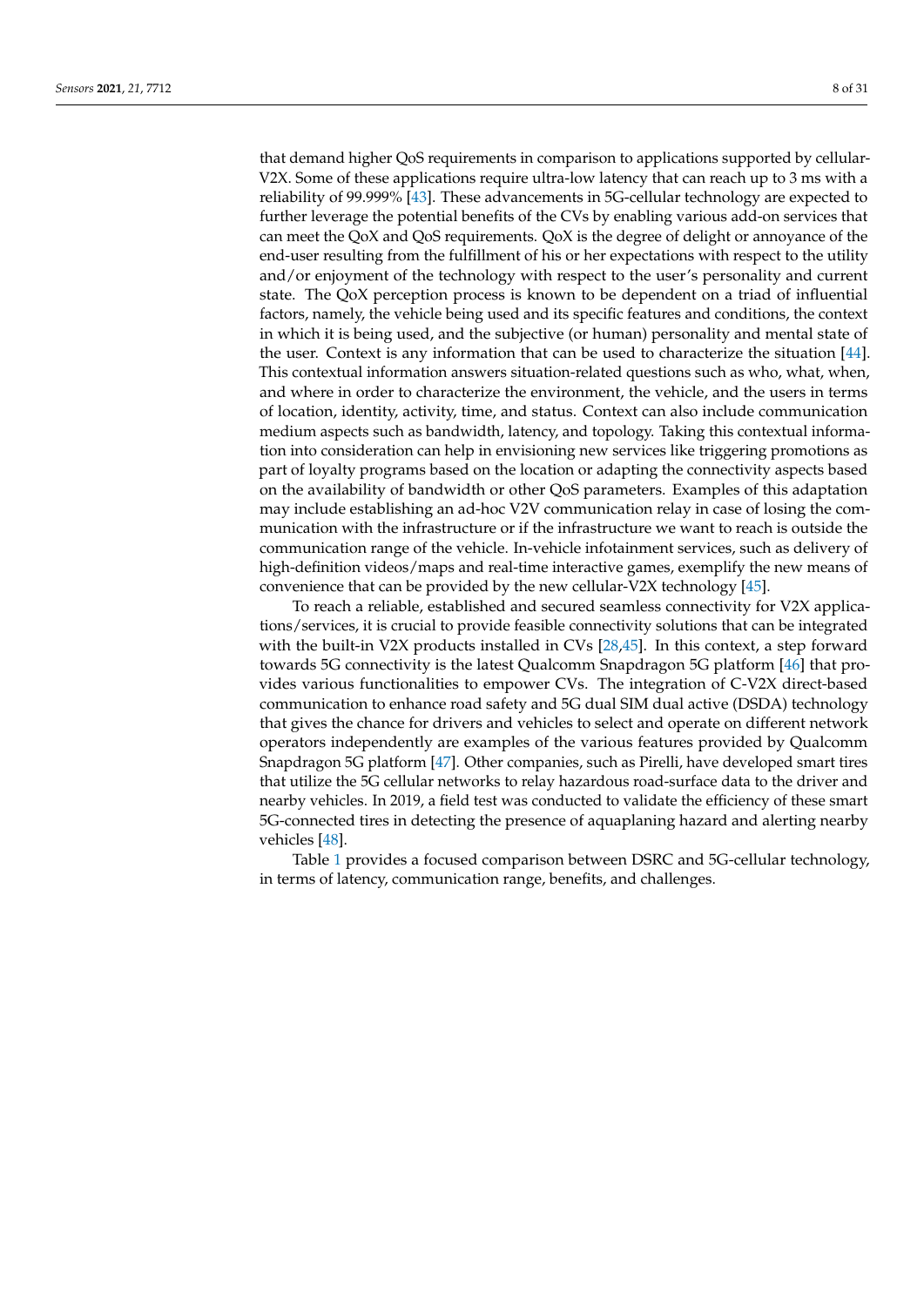that demand higher QoS requirements in comparison to applications supported by cellular-V2X. Some of these applications require ultra-low latency that can reach up to 3 ms with a reliability of 99.999% [43]. These advancements in 5G-cellular technology are expected to further leverage the potential benefits of the CVs by enabling various add-on services that can meet the QoX and QoS requirements. QoX is the degree of delight or annoyance of the end-user resulting from the fulfillment of his or her expectations with respect to the utility and/or enjoyment of the technology with respect to the user's personality and current state. The QoX perception process is known to be dependent on a triad of influential factors, namely, the vehicle being used and its specific features and conditions, the context in which it is being used, and the subjective (or human) personality and mental state of the user. Context is any information that can be used to characterize the situation [44]. This contextual information answers situation-related questions such as who, what, when, and where in order to characterize the environment, the vehicle, and the users in terms of location, identity, activity, time, and status. Context can also include communication medium aspects such as bandwidth, latency, and topology. Taking this contextual information into consideration can help in envisioning new services like triggering promotions as part of loyalty programs based on the location or adapting the connectivity aspects based on the availability of bandwidth or other QoS parameters. Examples of this adaptation may include establishing an ad-hoc V2V communication relay in case of losing the communication with the infrastructure or if the infrastructure we want to reach is outside the communication range of the vehicle. In-vehicle infotainment services, such as delivery of high-definition videos/maps and real-time interactive games, exemplify the new means of convenience that can be provided by the new cellular-V2X technology [45].

To reach a reliable, established and secured seamless connectivity for V2X applications/services, it is crucial to provide feasible connectivity solutions that can be integrated with the built-in V2X products installed in CVs [28,45]. In this context, a step forward towards 5G connectivity is the latest Qualcomm Snapdragon 5G platform [46] that provides various functionalities to empower CVs. The integration of C-V2X direct-based communication to enhance road safety and 5G dual SIM dual active (DSDA) technology that gives the chance for drivers and vehicles to select and operate on different network operators independently are examples of the various features provided by Qualcomm Snapdragon 5G platform [47]. Other companies, such as Pirelli, have developed smart tires that utilize the 5G cellular networks to relay hazardous road-surface data to the driver and nearby vehicles. In 2019, a field test was conducted to validate the efficiency of these smart 5G-connected tires in detecting the presence of aquaplaning hazard and alerting nearby vehicles [48].

Table 1 provides a focused comparison between DSRC and 5G-cellular technology, in terms of latency, communication range, benefits, and challenges.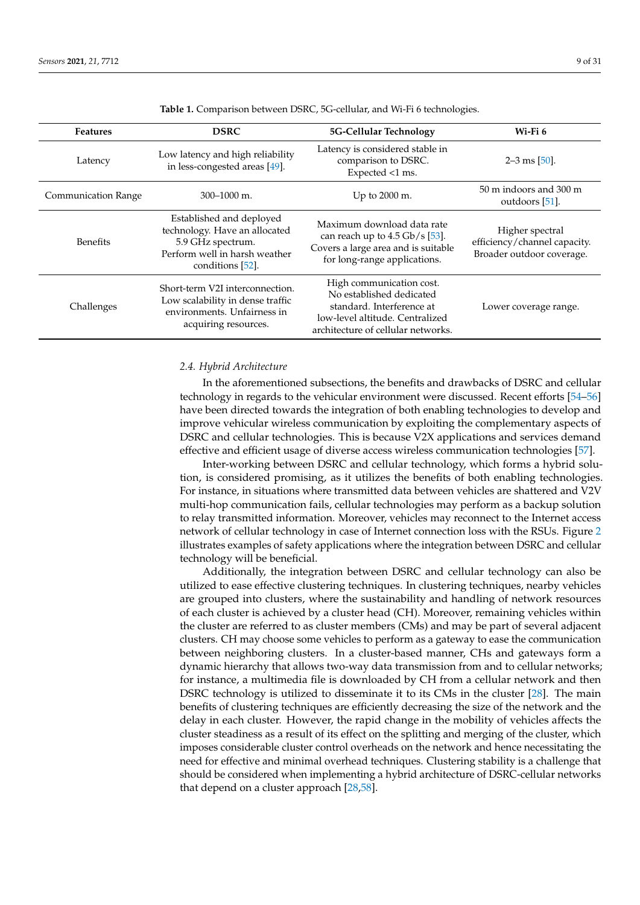**Table 1.** Comparison between DSRC, 5G-cellular, and Wi-Fi 6 technologies.

| Features | DSRC | 5G-Cellular Technology | Wi-Fi 6 |
|---|---|---|---|
| Latency | Low latency and high reliability in less-congested areas [49]. | Latency is considered stable in comparison to DSRC. Expected <1 ms. | 2–3 ms [50]. |
| Communication Range | 300–1000 m. | Up to 2000 m. | 50 m indoors and 300 m outdoors [51]. |
| Benefits | Established and deployed technology. Have an allocated 5.9 GHz spectrum. Perform well in harsh weather conditions [52]. | Maximum download data rate can reach up to 4.5 Gb/s [53]. Covers a large area and is suitable for long-range applications. | Higher spectral efficiency/channel capacity. Broader outdoor coverage. |
| Challenges | Short-term V2I interconnection. Low scalability in dense traffic environments. Unfairness in acquiring resources. | High communication cost. No established dedicated standard. Interference at low-level altitude. Centralized architecture of cellular networks. | Lower coverage range. |

### *2.4. Hybrid Architecture*

In the aforementioned subsections, the benefits and drawbacks of DSRC and cellular technology in regards to the vehicular environment were discussed. Recent efforts [54–56] have been directed towards the integration of both enabling technologies to develop and improve vehicular wireless communication by exploiting the complementary aspects of DSRC and cellular technologies. This is because V2X applications and services demand effective and efficient usage of diverse access wireless communication technologies [57].

Inter-working between DSRC and cellular technology, which forms a hybrid solution, is considered promising, as it utilizes the benefits of both enabling technologies. For instance, in situations where transmitted data between vehicles are shattered and V2V multi-hop communication fails, cellular technologies may perform as a backup solution to relay transmitted information. Moreover, vehicles may reconnect to the Internet access network of cellular technology in case of Internet connection loss with the RSUs. Figure 2 illustrates examples of safety applications where the integration between DSRC and cellular technology will be beneficial.

Additionally, the integration between DSRC and cellular technology can also be utilized to ease effective clustering techniques. In clustering techniques, nearby vehicles are grouped into clusters, where the sustainability and handling of network resources of each cluster is achieved by a cluster head (CH). Moreover, remaining vehicles within the cluster are referred to as cluster members (CMs) and may be part of several adjacent clusters. CH may choose some vehicles to perform as a gateway to ease the communication between neighboring clusters. In a cluster-based manner, CHs and gateways form a dynamic hierarchy that allows two-way data transmission from and to cellular networks; for instance, a multimedia file is downloaded by CH from a cellular network and then DSRC technology is utilized to disseminate it to its CMs in the cluster [28]. The main benefits of clustering techniques are efficiently decreasing the size of the network and the delay in each cluster. However, the rapid change in the mobility of vehicles affects the cluster steadiness as a result of its effect on the splitting and merging of the cluster, which imposes considerable cluster control overheads on the network and hence necessitating the need for effective and minimal overhead techniques. Clustering stability is a challenge that should be considered when implementing a hybrid architecture of DSRC-cellular networks that depend on a cluster approach [28,58].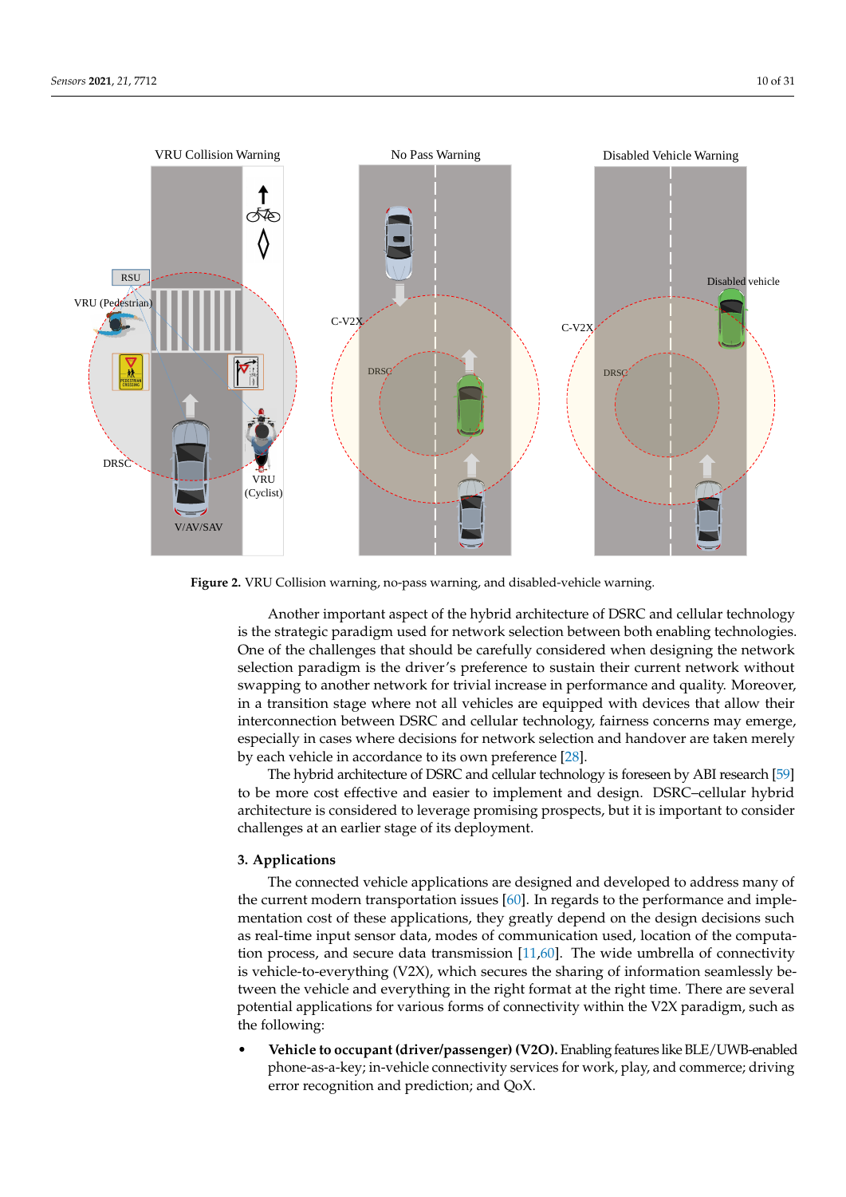**Figure 2.** VRU Collision warning, no-pass warning, and disabled-vehicle warning.

Another important aspect of the hybrid architecture of DSRC and cellular technology is the strategic paradigm used for network selection between both enabling technologies. One of the challenges that should be carefully considered when designing the network selection paradigm is the driver's preference to sustain their current network without swapping to another network for trivial increase in performance and quality. Moreover, in a transition stage where not all vehicles are equipped with devices that allow their interconnection between DSRC and cellular technology, fairness concerns may emerge, especially in cases where decisions for network selection and handover are taken merely by each vehicle in accordance to its own preference [28].

The hybrid architecture of DSRC and cellular technology is foreseen by ABI research [59] to be more cost effective and easier to implement and design. DSRC–cellular hybrid architecture is considered to leverage promising prospects, but it is important to consider challenges at an earlier stage of its deployment.

## 3. Applications

The connected vehicle applications are designed and developed to address many of the current modern transportation issues [60]. In regards to the performance and implementation cost of these applications, they greatly depend on the design decisions such as real-time input sensor data, modes of communication used, location of the computation process, and secure data transmission [11,60]. The wide umbrella of connectivity is vehicle-to-everything (V2X), which secures the sharing of information seamlessly between the vehicle and everything in the right format at the right time. There are several potential applications for various forms of connectivity within the V2X paradigm, such as the following:

- **Vehicle to occupant (driver/passenger) (V2O).** Enabling features like BLE/UWB-enabled phone-as-a-key; in-vehicle connectivity services for work, play, and commerce; driving error recognition and prediction; and QoX.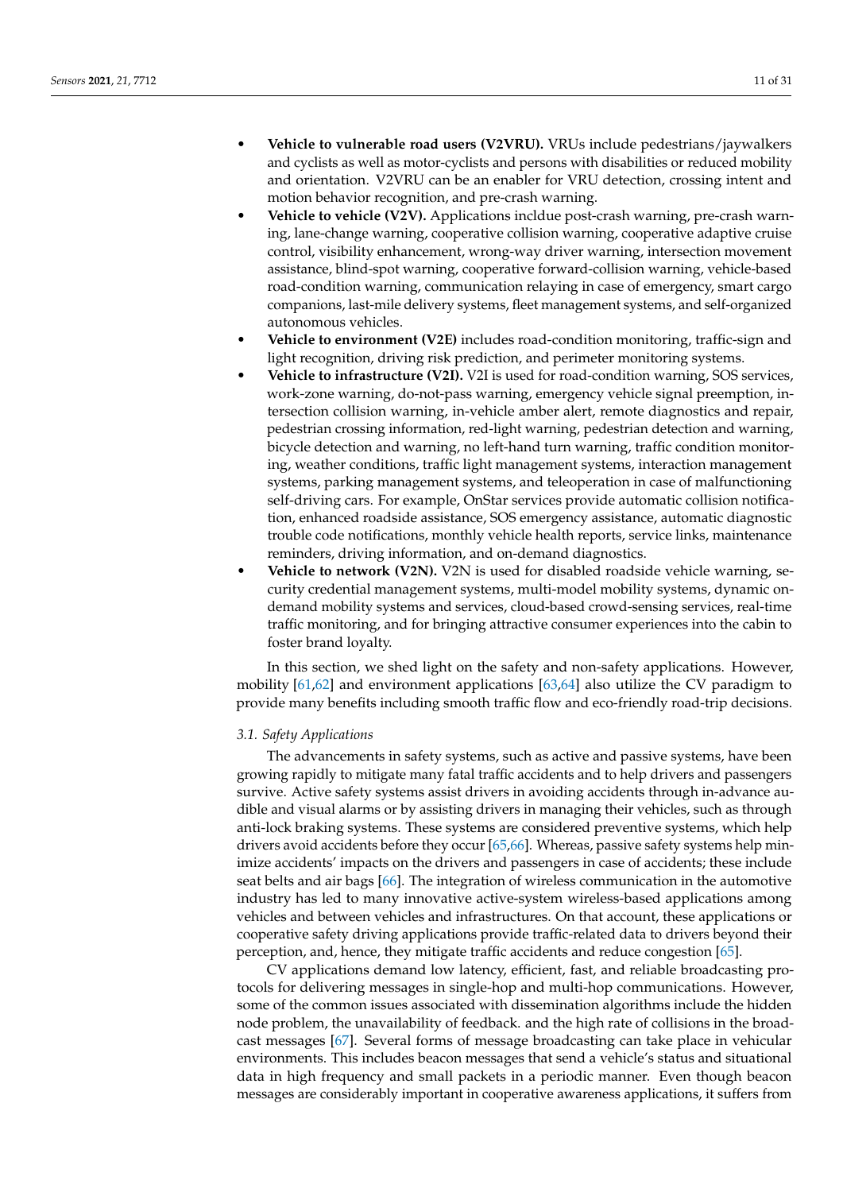- **Vehicle to vulnerable road users (V2VRU).** VRUs include pedestrians/jaywalkers and cyclists as well as motor-cyclists and persons with disabilities or reduced mobility and orientation. V2VRU can be an enabler for VRU detection, crossing intent and motion behavior recognition, and pre-crash warning.
- **Vehicle to vehicle (V2V).** Applications incldue post-crash warning, pre-crash warning, lane-change warning, cooperative collision warning, cooperative adaptive cruise control, visibility enhancement, wrong-way driver warning, intersection movement assistance, blind-spot warning, cooperative forward-collision warning, vehicle-based road-condition warning, communication relaying in case of emergency, smart cargo companions, last-mile delivery systems, fleet management systems, and self-organized autonomous vehicles.
- **Vehicle to environment (V2E)** includes road-condition monitoring, traffic-sign and light recognition, driving risk prediction, and perimeter monitoring systems.
- **Vehicle to infrastructure (V2I).** V2I is used for road-condition warning, SOS services, work-zone warning, do-not-pass warning, emergency vehicle signal preemption, intersection collision warning, in-vehicle amber alert, remote diagnostics and repair, pedestrian crossing information, red-light warning, pedestrian detection and warning, bicycle detection and warning, no left-hand turn warning, traffic condition monitoring, weather conditions, traffic light management systems, interaction management systems, parking management systems, and teleoperation in case of malfunctioning self-driving cars. For example, OnStar services provide automatic collision notification, enhanced roadside assistance, SOS emergency assistance, automatic diagnostic trouble code notifications, monthly vehicle health reports, service links, maintenance reminders, driving information, and on-demand diagnostics.
- **Vehicle to network (V2N).** V2N is used for disabled roadside vehicle warning, security credential management systems, multi-model mobility systems, dynamic on-demand mobility systems and services, cloud-based crowd-sensing services, real-time traffic monitoring, and for bringing attractive consumer experiences into the cabin to foster brand loyalty.

In this section, we shed light on the safety and non-safety applications. However, mobility [61,62] and environment applications [63,64] also utilize the CV paradigm to provide many benefits including smooth traffic flow and eco-friendly road-trip decisions.

### 3.1. Safety Applications

The advancements in safety systems, such as active and passive systems, have been growing rapidly to mitigate many fatal traffic accidents and to help drivers and passengers survive. Active safety systems assist drivers in avoiding accidents through in-advance audible and visual alarms or by assisting drivers in managing their vehicles, such as through anti-lock braking systems. These systems are considered preventive systems, which help drivers avoid accidents before they occur [65,66]. Whereas, passive safety systems help minimize accidents' impacts on the drivers and passengers in case of accidents; these include seat belts and air bags [66]. The integration of wireless communication in the automotive industry has led to many innovative active-system wireless-based applications among vehicles and between vehicles and infrastructures. On that account, these applications or cooperative safety driving applications provide traffic-related data to drivers beyond their perception, and, hence, they mitigate traffic accidents and reduce congestion [65].

CV applications demand low latency, efficient, fast, and reliable broadcasting protocols for delivering messages in single-hop and multi-hop communications. However, some of the common issues associated with dissemination algorithms include the hidden node problem, the unavailability of feedback. and the high rate of collisions in the broadcast messages [67]. Several forms of message broadcasting can take place in vehicular environments. This includes beacon messages that send a vehicle's status and situational data in high frequency and small packets in a periodic manner. Even though beacon messages are considerably important in cooperative awareness applications, it suffers from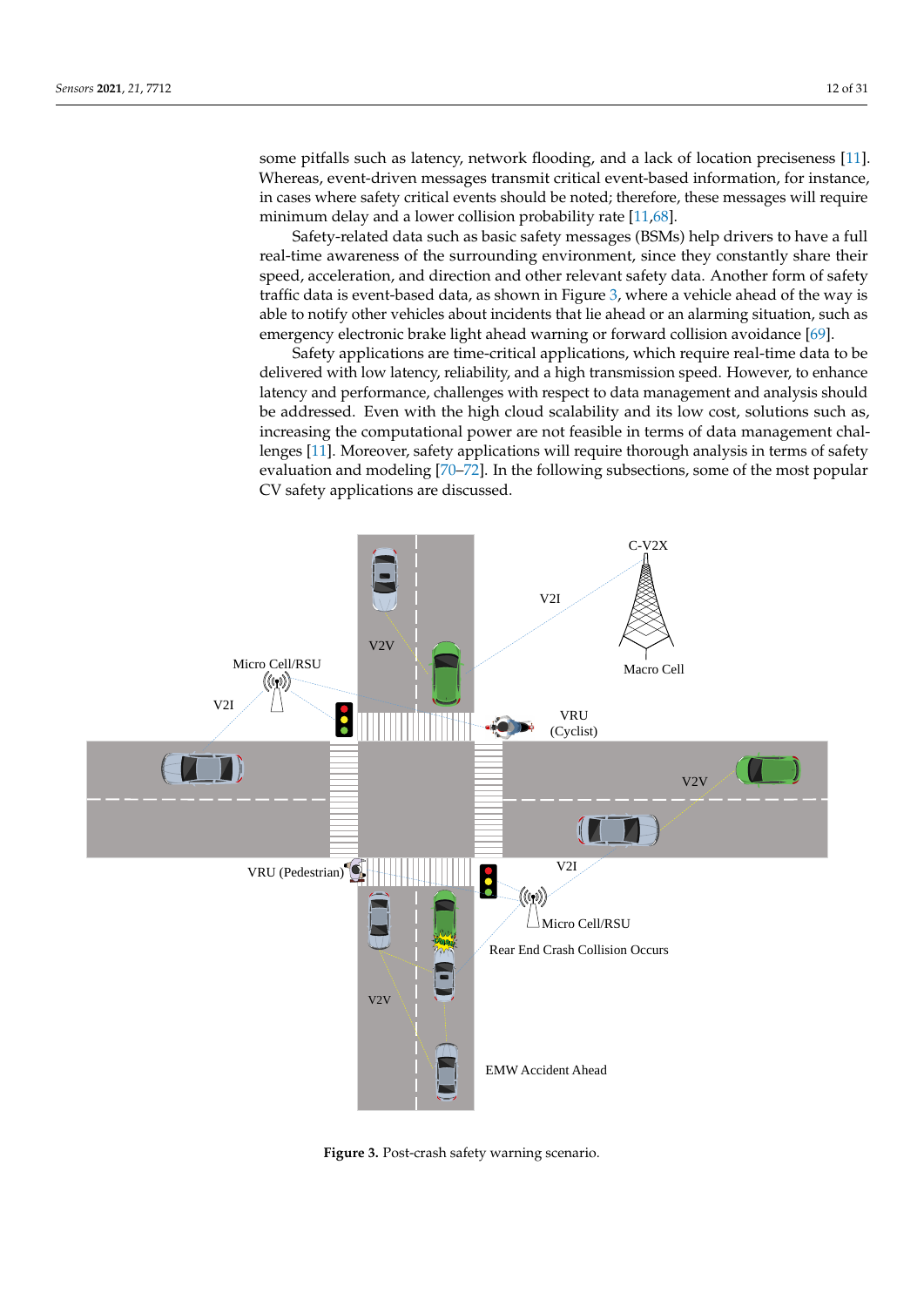some pitfalls such as latency, network flooding, and a lack of location preciseness [11]. Whereas, event-driven messages transmit critical event-based information, for instance, in cases where safety critical events should be noted; therefore, these messages will require minimum delay and a lower collision probability rate [11,68].

Safety-related data such as basic safety messages (BSMs) help drivers to have a full real-time awareness of the surrounding environment, since they constantly share their speed, acceleration, and direction and other relevant safety data. Another form of safety traffic data is event-based data, as shown in Figure 3, where a vehicle ahead of the way is able to notify other vehicles about incidents that lie ahead or an alarming situation, such as emergency electronic brake light ahead warning or forward collision avoidance [69].

Safety applications are time-critical applications, which require real-time data to be delivered with low latency, reliability, and a high transmission speed. However, to enhance latency and performance, challenges with respect to data management and analysis should be addressed. Even with the high cloud scalability and its low cost, solutions such as, increasing the computational power are not feasible in terms of data management challenges [11]. Moreover, safety applications will require thorough analysis in terms of safety evaluation and modeling [70–72]. In the following subsections, some of the most popular CV safety applications are discussed.

**Figure 3.** Post-crash safety warning scenario.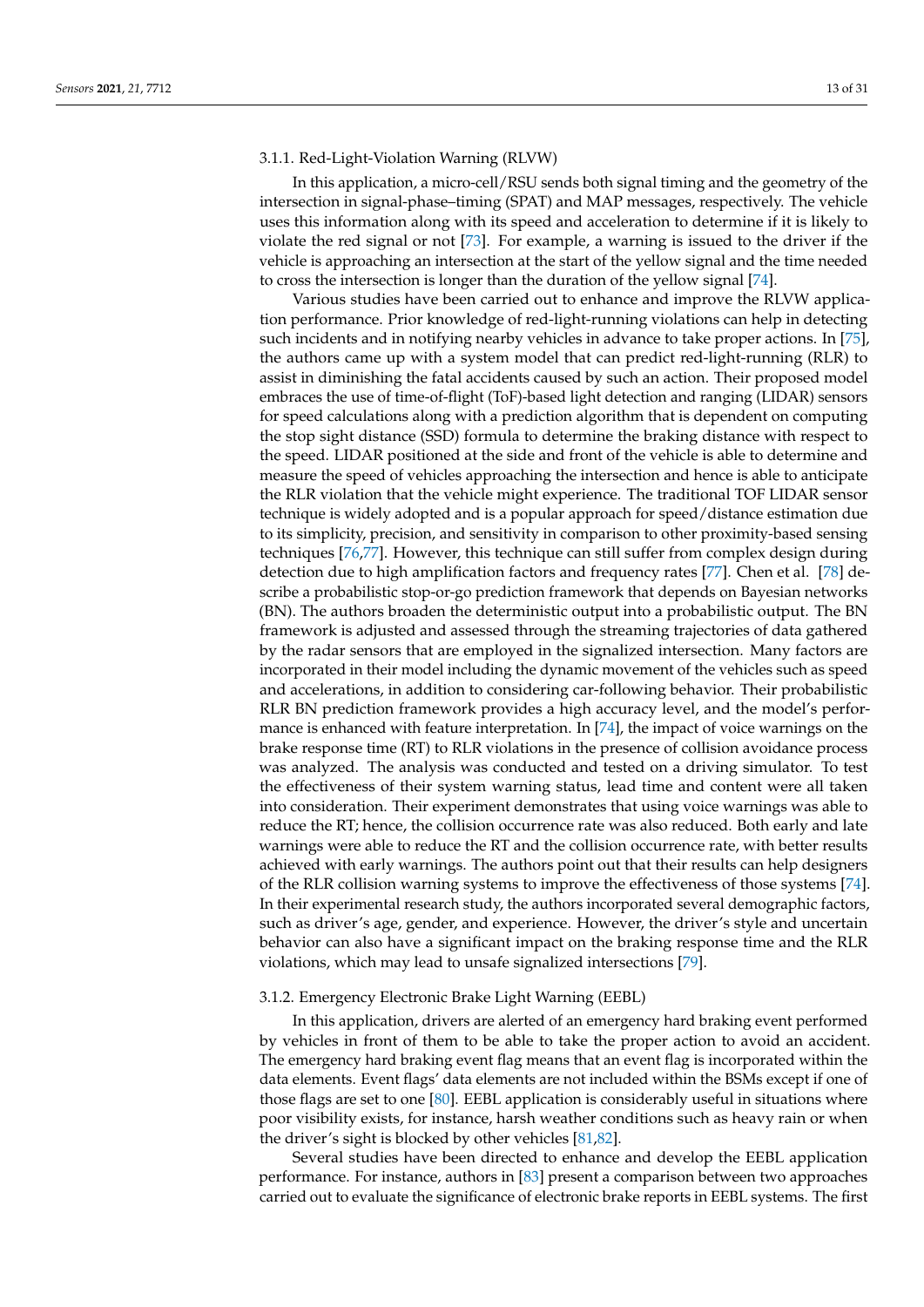#### 3.1.1. Red-Light-Violation Warning (RLVW)

In this application, a micro-cell/RSU sends both signal timing and the geometry of the intersection in signal-phase–timing (SPAT) and MAP messages, respectively. The vehicle uses this information along with its speed and acceleration to determine if it is likely to violate the red signal or not [73]. For example, a warning is issued to the driver if the vehicle is approaching an intersection at the start of the yellow signal and the time needed to cross the intersection is longer than the duration of the yellow signal [74].

Various studies have been carried out to enhance and improve the RLVW application performance. Prior knowledge of red-light-running violations can help in detecting such incidents and in notifying nearby vehicles in advance to take proper actions. In [75], the authors came up with a system model that can predict red-light-running (RLR) to assist in diminishing the fatal accidents caused by such an action. Their proposed model embraces the use of time-of-flight (ToF)-based light detection and ranging (LIDAR) sensors for speed calculations along with a prediction algorithm that is dependent on computing the stop sight distance (SSD) formula to determine the braking distance with respect to the speed. LIDAR positioned at the side and front of the vehicle is able to determine and measure the speed of vehicles approaching the intersection and hence is able to anticipate the RLR violation that the vehicle might experience. The traditional TOF LIDAR sensor technique is widely adopted and is a popular approach for speed/distance estimation due to its simplicity, precision, and sensitivity in comparison to other proximity-based sensing techniques [76,77]. However, this technique can still suffer from complex design during detection due to high amplification factors and frequency rates [77]. Chen et al. [78] describe a probabilistic stop-or-go prediction framework that depends on Bayesian networks (BN). The authors broaden the deterministic output into a probabilistic output. The BN framework is adjusted and assessed through the streaming trajectories of data gathered by the radar sensors that are employed in the signalized intersection. Many factors are incorporated in their model including the dynamic movement of the vehicles such as speed and accelerations, in addition to considering car-following behavior. Their probabilistic RLR BN prediction framework provides a high accuracy level, and the model's performance is enhanced with feature interpretation. In [74], the impact of voice warnings on the brake response time (RT) to RLR violations in the presence of collision avoidance process was analyzed. The analysis was conducted and tested on a driving simulator. To test the effectiveness of their system warning status, lead time and content were all taken into consideration. Their experiment demonstrates that using voice warnings was able to reduce the RT; hence, the collision occurrence rate was also reduced. Both early and late warnings were able to reduce the RT and the collision occurrence rate, with better results achieved with early warnings. The authors point out that their results can help designers of the RLR collision warning systems to improve the effectiveness of those systems [74]. In their experimental research study, the authors incorporated several demographic factors, such as driver's age, gender, and experience. However, the driver's style and uncertain behavior can also have a significant impact on the braking response time and the RLR violations, which may lead to unsafe signalized intersections [79].

#### 3.1.2. Emergency Electronic Brake Light Warning (EEBL)

In this application, drivers are alerted of an emergency hard braking event performed by vehicles in front of them to be able to take the proper action to avoid an accident. The emergency hard braking event flag means that an event flag is incorporated within the data elements. Event flags' data elements are not included within the BSMs except if one of those flags are set to one [80]. EEBL application is considerably useful in situations where poor visibility exists, for instance, harsh weather conditions such as heavy rain or when the driver's sight is blocked by other vehicles [81,82].

Several studies have been directed to enhance and develop the EEBL application performance. For instance, authors in [83] present a comparison between two approaches carried out to evaluate the significance of electronic brake reports in EEBL systems. The first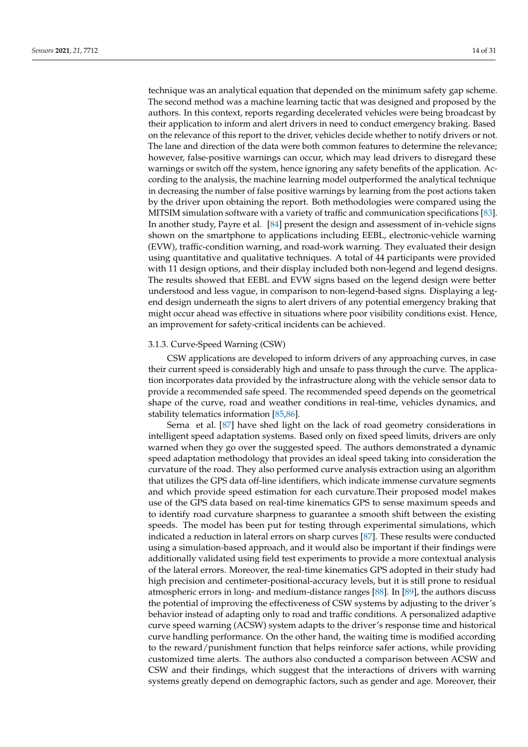technique was an analytical equation that depended on the minimum safety gap scheme. The second method was a machine learning tactic that was designed and proposed by the authors. In this context, reports regarding decelerated vehicles were being broadcast by their application to inform and alert drivers in need to conduct emergency braking. Based on the relevance of this report to the driver, vehicles decide whether to notify drivers or not. The lane and direction of the data were both common features to determine the relevance; however, false-positive warnings can occur, which may lead drivers to disregard these warnings or switch off the system, hence ignoring any safety benefits of the application. According to the analysis, the machine learning model outperformed the analytical technique in decreasing the number of false positive warnings by learning from the post actions taken by the driver upon obtaining the report. Both methodologies were compared using the MITSIM simulation software with a variety of traffic and communication specifications [83]. In another study, Payre et al. [84] present the design and assessment of in-vehicle signs shown on the smartphone to applications including EEBL, electronic-vehicle warning (EVW), traffic-condition warning, and road-work warning. They evaluated their design using quantitative and qualitative techniques. A total of 44 participants were provided with 11 design options, and their display included both non-legend and legend designs. The results showed that EEBL and EVW signs based on the legend design were better understood and less vague, in comparison to non-legend-based signs. Displaying a legend design underneath the signs to alert drivers of any potential emergency braking that might occur ahead was effective in situations where poor visibility conditions exist. Hence, an improvement for safety-critical incidents can be achieved.

### 3.1.3. Curve-Speed Warning (CSW)

CSW applications are developed to inform drivers of any approaching curves, in case their current speed is considerably high and unsafe to pass through the curve. The application incorporates data provided by the infrastructure along with the vehicle sensor data to provide a recommended safe speed. The recommended speed depends on the geometrical shape of the curve, road and weather conditions in real-time, vehicles dynamics, and stability telematics information [85,86].

Serna et al. [87] have shed light on the lack of road geometry considerations in intelligent speed adaptation systems. Based only on fixed speed limits, drivers are only warned when they go over the suggested speed. The authors demonstrated a dynamic speed adaptation methodology that provides an ideal speed taking into consideration the curvature of the road. They also performed curve analysis extraction using an algorithm that utilizes the GPS data off-line identifiers, which indicate immense curvature segments and which provide speed estimation for each curvature.Their proposed model makes use of the GPS data based on real-time kinematics GPS to sense maximum speeds and to identify road curvature sharpness to guarantee a smooth shift between the existing speeds. The model has been put for testing through experimental simulations, which indicated a reduction in lateral errors on sharp curves [87]. These results were conducted using a simulation-based approach, and it would also be important if their findings were additionally validated using field test experiments to provide a more contextual analysis of the lateral errors. Moreover, the real-time kinematics GPS adopted in their study had high precision and centimeter-positional-accuracy levels, but it is still prone to residual atmospheric errors in long- and medium-distance ranges [88]. In [89], the authors discuss the potential of improving the effectiveness of CSW systems by adjusting to the driver's behavior instead of adapting only to road and traffic conditions. A personalized adaptive curve speed warning (ACSW) system adapts to the driver's response time and historical curve handling performance. On the other hand, the waiting time is modified according to the reward/punishment function that helps reinforce safer actions, while providing customized time alerts. The authors also conducted a comparison between ACSW and CSW and their findings, which suggest that the interactions of drivers with warning systems greatly depend on demographic factors, such as gender and age. Moreover, their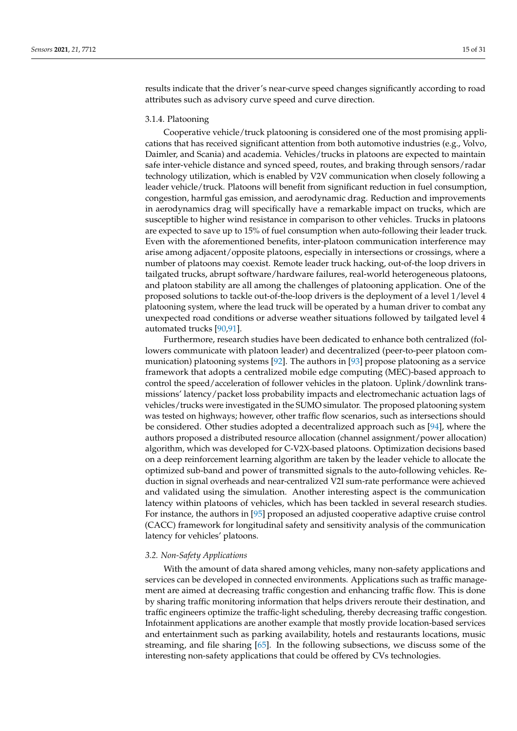results indicate that the driver's near-curve speed changes significantly according to road attributes such as advisory curve speed and curve direction.

#### 3.1.4. Platooning

Cooperative vehicle/truck platooning is considered one of the most promising applications that has received significant attention from both automotive industries (e.g., Volvo, Daimler, and Scania) and academia. Vehicles/trucks in platoons are expected to maintain safe inter-vehicle distance and synced speed, routes, and braking through sensors/radar technology utilization, which is enabled by V2V communication when closely following a leader vehicle/truck. Platoons will benefit from significant reduction in fuel consumption, congestion, harmful gas emission, and aerodynamic drag. Reduction and improvements in aerodynamics drag will specifically have a remarkable impact on trucks, which are susceptible to higher wind resistance in comparison to other vehicles. Trucks in platoons are expected to save up to 15% of fuel consumption when auto-following their leader truck. Even with the aforementioned benefits, inter-platoon communication interference may arise among adjacent/opposite platoons, especially in intersections or crossings, where a number of platoons may coexist. Remote leader truck hacking, out-of-the loop drivers in tailgated trucks, abrupt software/hardware failures, real-world heterogeneous platoons, and platoon stability are all among the challenges of platooning application. One of the proposed solutions to tackle out-of-the-loop drivers is the deployment of a level 1/level 4 platooning system, where the lead truck will be operated by a human driver to combat any unexpected road conditions or adverse weather situations followed by tailgated level 4 automated trucks [90,91].

Furthermore, research studies have been dedicated to enhance both centralized (followers communicate with platoon leader) and decentralized (peer-to-peer platoon communication) platooning systems [92]. The authors in [93] propose platooning as a service framework that adopts a centralized mobile edge computing (MEC)-based approach to control the speed/acceleration of follower vehicles in the platoon. Uplink/downlink transmissions' latency/packet loss probability impacts and electromechanic actuation lags of vehicles/trucks were investigated in the SUMO simulator. The proposed platooning system was tested on highways; however, other traffic flow scenarios, such as intersections should be considered. Other studies adopted a decentralized approach such as [94], where the authors proposed a distributed resource allocation (channel assignment/power allocation) algorithm, which was developed for C-V2X-based platoons. Optimization decisions based on a deep reinforcement learning algorithm are taken by the leader vehicle to allocate the optimized sub-band and power of transmitted signals to the auto-following vehicles. Reduction in signal overheads and near-centralized V2I sum-rate performance were achieved and validated using the simulation. Another interesting aspect is the communication latency within platoons of vehicles, which has been tackled in several research studies. For instance, the authors in [95] proposed an adjusted cooperative adaptive cruise control (CACC) framework for longitudinal safety and sensitivity analysis of the communication latency for vehicles' platoons.

### *3.2. Non-Safety Applications*

With the amount of data shared among vehicles, many non-safety applications and services can be developed in connected environments. Applications such as traffic management are aimed at decreasing traffic congestion and enhancing traffic flow. This is done by sharing traffic monitoring information that helps drivers reroute their destination, and traffic engineers optimize the traffic-light scheduling, thereby decreasing traffic congestion. Infotainment applications are another example that mostly provide location-based services and entertainment such as parking availability, hotels and restaurants locations, music streaming, and file sharing [65]. In the following subsections, we discuss some of the interesting non-safety applications that could be offered by CVs technologies.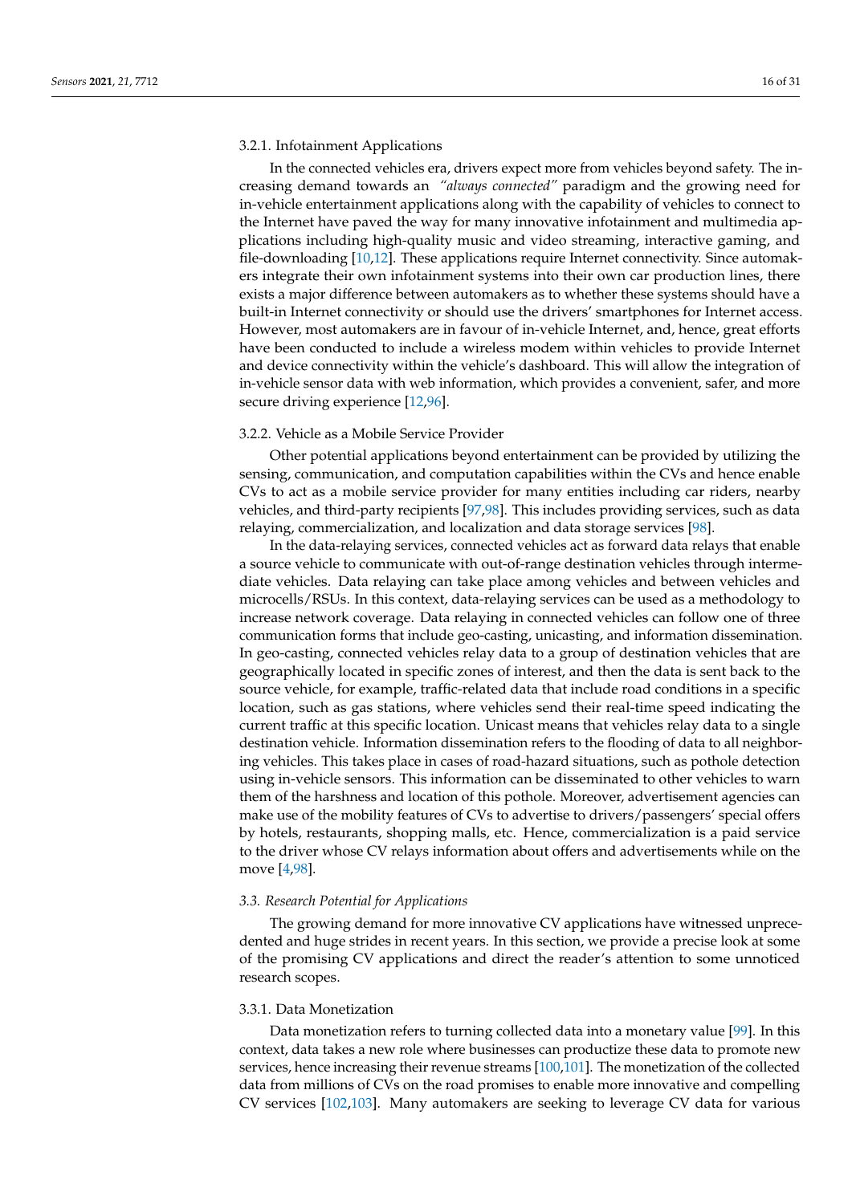#### 3.2.1. Infotainment Applications

In the connected vehicles era, drivers expect more from vehicles beyond safety. The increasing demand towards an *"always connected"* paradigm and the growing need for in-vehicle entertainment applications along with the capability of vehicles to connect to the Internet have paved the way for many innovative infotainment and multimedia applications including high-quality music and video streaming, interactive gaming, and file-downloading [10,12]. These applications require Internet connectivity. Since automakers integrate their own infotainment systems into their own car production lines, there exists a major difference between automakers as to whether these systems should have a built-in Internet connectivity or should use the drivers' smartphones for Internet access. However, most automakers are in favour of in-vehicle Internet, and, hence, great efforts have been conducted to include a wireless modem within vehicles to provide Internet and device connectivity within the vehicle's dashboard. This will allow the integration of in-vehicle sensor data with web information, which provides a convenient, safer, and more secure driving experience [12,96].

#### 3.2.2. Vehicle as a Mobile Service Provider

Other potential applications beyond entertainment can be provided by utilizing the sensing, communication, and computation capabilities within the CVs and hence enable CVs to act as a mobile service provider for many entities including car riders, nearby vehicles, and third-party recipients [97,98]. This includes providing services, such as data relaying, commercialization, and localization and data storage services [98].

In the data-relaying services, connected vehicles act as forward data relays that enable a source vehicle to communicate with out-of-range destination vehicles through intermediate vehicles. Data relaying can take place among vehicles and between vehicles and microcells/RSUs. In this context, data-relaying services can be used as a methodology to increase network coverage. Data relaying in connected vehicles can follow one of three communication forms that include geo-casting, unicasting, and information dissemination. In geo-casting, connected vehicles relay data to a group of destination vehicles that are geographically located in specific zones of interest, and then the data is sent back to the source vehicle, for example, traffic-related data that include road conditions in a specific location, such as gas stations, where vehicles send their real-time speed indicating the current traffic at this specific location. Unicast means that vehicles relay data to a single destination vehicle. Information dissemination refers to the flooding of data to all neighboring vehicles. This takes place in cases of road-hazard situations, such as pothole detection using in-vehicle sensors. This information can be disseminated to other vehicles to warn them of the harshness and location of this pothole. Moreover, advertisement agencies can make use of the mobility features of CVs to advertise to drivers/passengers' special offers by hotels, restaurants, shopping malls, etc. Hence, commercialization is a paid service to the driver whose CV relays information about offers and advertisements while on the move [4,98].

### *3.3. Research Potential for Applications*

The growing demand for more innovative CV applications have witnessed unprecedented and huge strides in recent years. In this section, we provide a precise look at some of the promising CV applications and direct the reader's attention to some unnoticed research scopes.

#### 3.3.1. Data Monetization

Data monetization refers to turning collected data into a monetary value [99]. In this context, data takes a new role where businesses can productize these data to promote new services, hence increasing their revenue streams [100,101]. The monetization of the collected data from millions of CVs on the road promises to enable more innovative and compelling CV services [102,103]. Many automakers are seeking to leverage CV data for various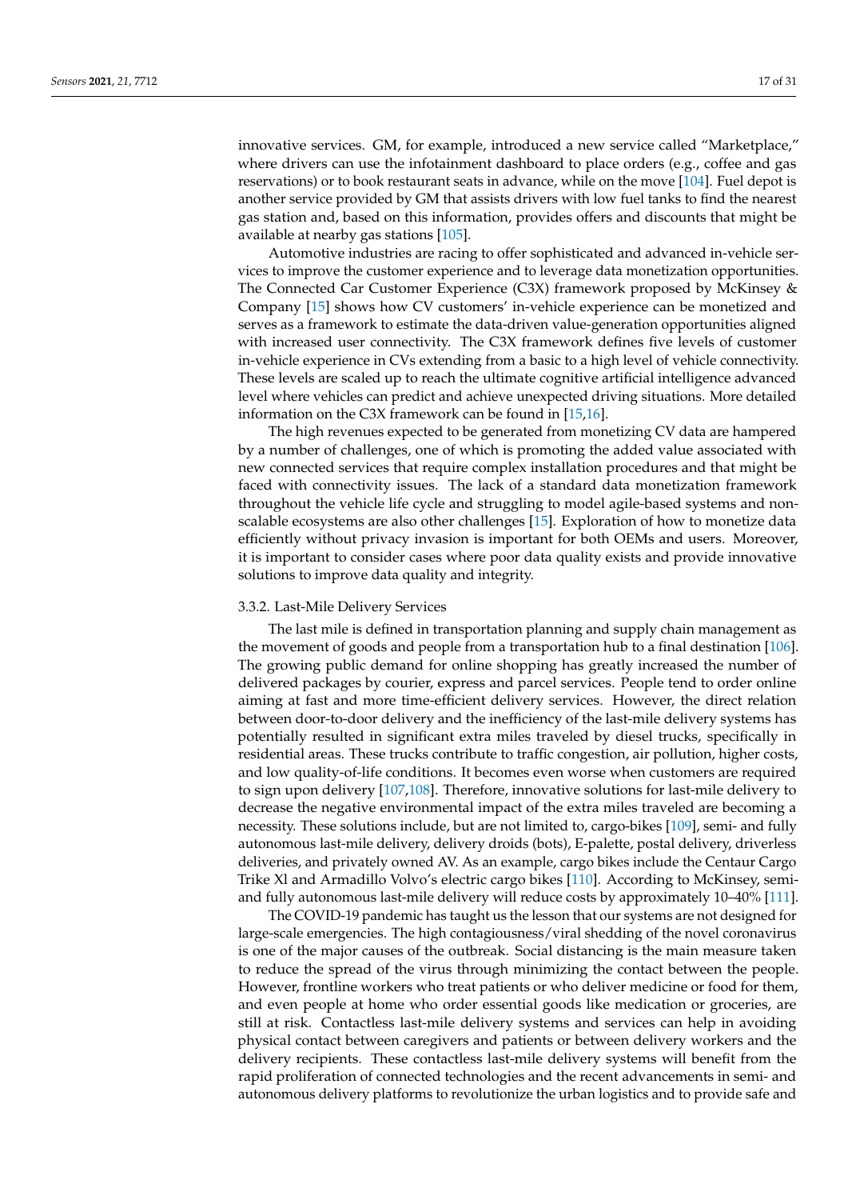innovative services. GM, for example, introduced a new service called "Marketplace," where drivers can use the infotainment dashboard to place orders (e.g., coffee and gas reservations) or to book restaurant seats in advance, while on the move [104]. Fuel depot is another service provided by GM that assists drivers with low fuel tanks to find the nearest gas station and, based on this information, provides offers and discounts that might be available at nearby gas stations [105].

Automotive industries are racing to offer sophisticated and advanced in-vehicle services to improve the customer experience and to leverage data monetization opportunities. The Connected Car Customer Experience (C3X) framework proposed by McKinsey & Company [15] shows how CV customers' in-vehicle experience can be monetized and serves as a framework to estimate the data-driven value-generation opportunities aligned with increased user connectivity. The C3X framework defines five levels of customer in-vehicle experience in CVs extending from a basic to a high level of vehicle connectivity. These levels are scaled up to reach the ultimate cognitive artificial intelligence advanced level where vehicles can predict and achieve unexpected driving situations. More detailed information on the C3X framework can be found in [15,16].

The high revenues expected to be generated from monetizing CV data are hampered by a number of challenges, one of which is promoting the added value associated with new connected services that require complex installation procedures and that might be faced with connectivity issues. The lack of a standard data monetization framework throughout the vehicle life cycle and struggling to model agile-based systems and non-scalable ecosystems are also other challenges [15]. Exploration of how to monetize data efficiently without privacy invasion is important for both OEMs and users. Moreover, it is important to consider cases where poor data quality exists and provide innovative solutions to improve data quality and integrity.

#### 3.3.2. Last-Mile Delivery Services

The last mile is defined in transportation planning and supply chain management as the movement of goods and people from a transportation hub to a final destination [106]. The growing public demand for online shopping has greatly increased the number of delivered packages by courier, express and parcel services. People tend to order online aiming at fast and more time-efficient delivery services. However, the direct relation between door-to-door delivery and the inefficiency of the last-mile delivery systems has potentially resulted in significant extra miles traveled by diesel trucks, specifically in residential areas. These trucks contribute to traffic congestion, air pollution, higher costs, and low quality-of-life conditions. It becomes even worse when customers are required to sign upon delivery [107,108]. Therefore, innovative solutions for last-mile delivery to decrease the negative environmental impact of the extra miles traveled are becoming a necessity. These solutions include, but are not limited to, cargo-bikes [109], semi- and fully autonomous last-mile delivery, delivery droids (bots), E-palette, postal delivery, driverless deliveries, and privately owned AV. As an example, cargo bikes include the Centaur Cargo Trike Xl and Armadillo Volvo's electric cargo bikes [110]. According to McKinsey, semi- and fully autonomous last-mile delivery will reduce costs by approximately 10–40% [111].

The COVID-19 pandemic has taught us the lesson that our systems are not designed for large-scale emergencies. The high contagiousness/viral shedding of the novel coronavirus is one of the major causes of the outbreak. Social distancing is the main measure taken to reduce the spread of the virus through minimizing the contact between the people. However, frontline workers who treat patients or who deliver medicine or food for them, and even people at home who order essential goods like medication or groceries, are still at risk. Contactless last-mile delivery systems and services can help in avoiding physical contact between caregivers and patients or between delivery workers and the delivery recipients. These contactless last-mile delivery systems will benefit from the rapid proliferation of connected technologies and the recent advancements in semi- and autonomous delivery platforms to revolutionize the urban logistics and to provide safe and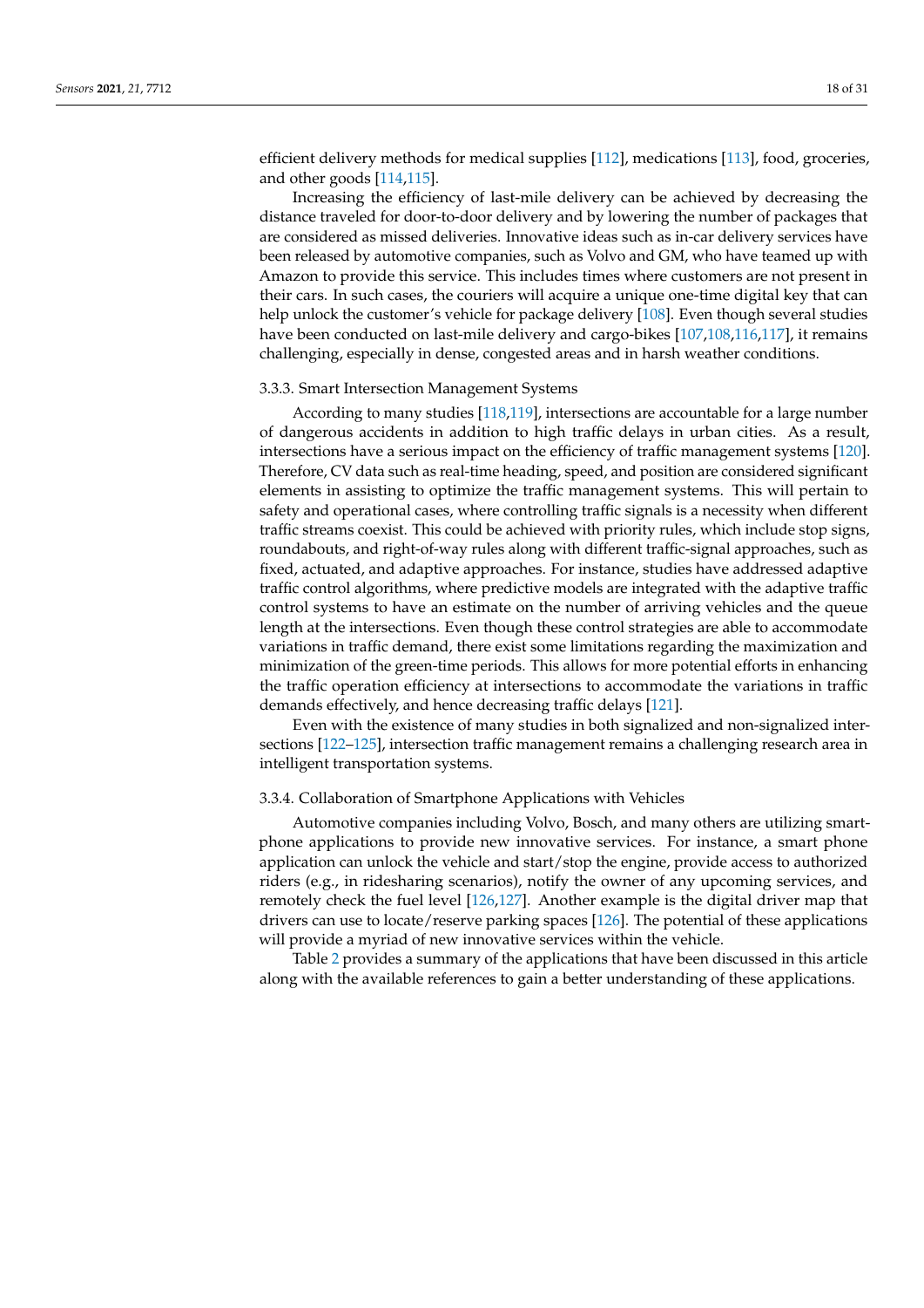efficient delivery methods for medical supplies [112], medications [113], food, groceries, and other goods [114,115].

Increasing the efficiency of last-mile delivery can be achieved by decreasing the distance traveled for door-to-door delivery and by lowering the number of packages that are considered as missed deliveries. Innovative ideas such as in-car delivery services have been released by automotive companies, such as Volvo and GM, who have teamed up with Amazon to provide this service. This includes times where customers are not present in their cars. In such cases, the couriers will acquire a unique one-time digital key that can help unlock the customer's vehicle for package delivery [108]. Even though several studies have been conducted on last-mile delivery and cargo-bikes [107,108,116,117], it remains challenging, especially in dense, congested areas and in harsh weather conditions.

#### 3.3.3. Smart Intersection Management Systems

According to many studies [118,119], intersections are accountable for a large number of dangerous accidents in addition to high traffic delays in urban cities. As a result, intersections have a serious impact on the efficiency of traffic management systems [120]. Therefore, CV data such as real-time heading, speed, and position are considered significant elements in assisting to optimize the traffic management systems. This will pertain to safety and operational cases, where controlling traffic signals is a necessity when different traffic streams coexist. This could be achieved with priority rules, which include stop signs, roundabouts, and right-of-way rules along with different traffic-signal approaches, such as fixed, actuated, and adaptive approaches. For instance, studies have addressed adaptive traffic control algorithms, where predictive models are integrated with the adaptive traffic control systems to have an estimate on the number of arriving vehicles and the queue length at the intersections. Even though these control strategies are able to accommodate variations in traffic demand, there exist some limitations regarding the maximization and minimization of the green-time periods. This allows for more potential efforts in enhancing the traffic operation efficiency at intersections to accommodate the variations in traffic demands effectively, and hence decreasing traffic delays [121].

Even with the existence of many studies in both signalized and non-signalized intersections [122–125], intersection traffic management remains a challenging research area in intelligent transportation systems.

#### 3.3.4. Collaboration of Smartphone Applications with Vehicles

Automotive companies including Volvo, Bosch, and many others are utilizing smartphone applications to provide new innovative services. For instance, a smart phone application can unlock the vehicle and start/stop the engine, provide access to authorized riders (e.g., in ridesharing scenarios), notify the owner of any upcoming services, and remotely check the fuel level [126,127]. Another example is the digital driver map that drivers can use to locate/reserve parking spaces [126]. The potential of these applications will provide a myriad of new innovative services within the vehicle.

Table 2 provides a summary of the applications that have been discussed in this article along with the available references to gain a better understanding of these applications.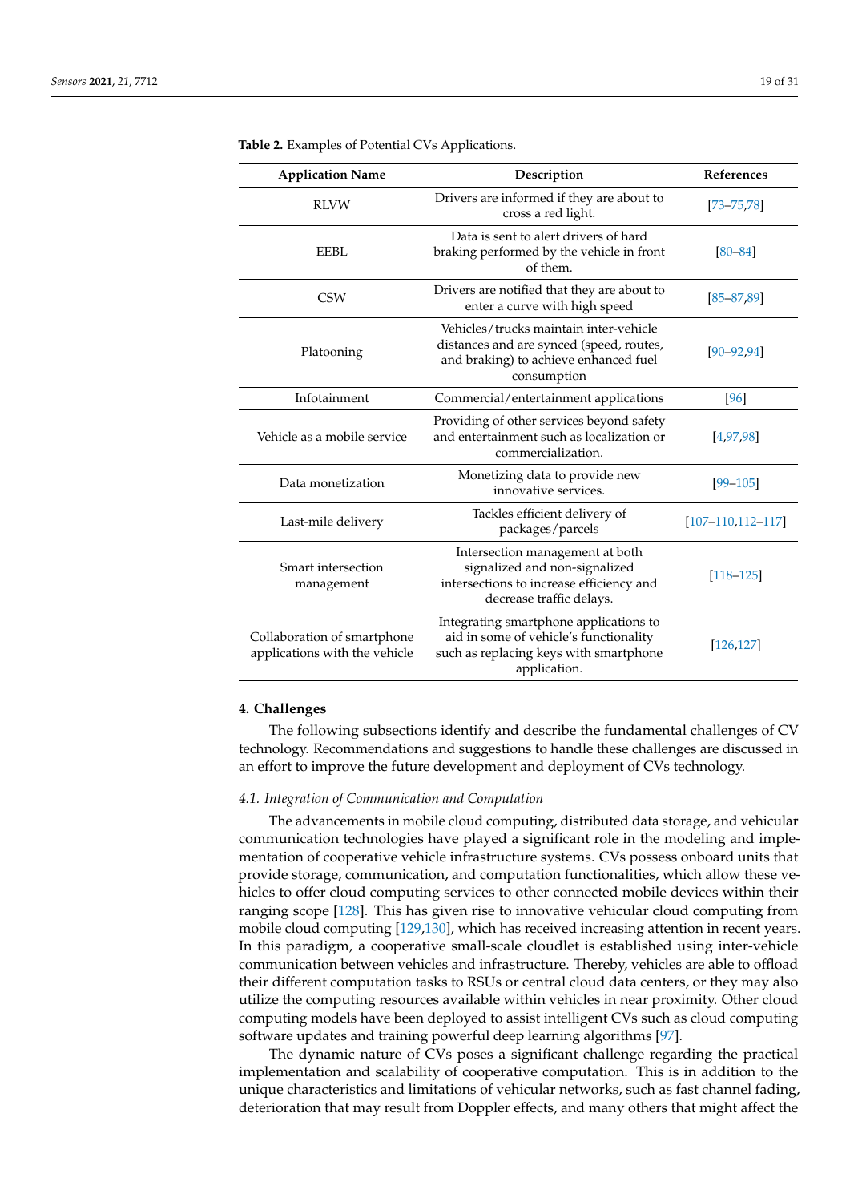**Table 2.** Examples of Potential CVs Applications.

| Application Name | Description | References |
|---|---|---|
| RLVW | Drivers are informed if they are about to cross a red light. | [73–75,78] |
| EEBL | Data is sent to alert drivers of hard braking performed by the vehicle in front of them. | [80–84] |
| CSW | Drivers are notified that they are about to enter a curve with high speed | [85–87,89] |
| Platooning | Vehicles/trucks maintain inter-vehicle distances and are synced (speed, routes, and braking) to achieve enhanced fuel consumption | [90–92,94] |
| Infotainment | Commercial/entertainment applications | [96] |
| Vehicle as a mobile service | Providing of other services beyond safety and entertainment such as localization or commercialization. | [4,97,98] |
| Data monetization | Monetizing data to provide new innovative services. | [99–105] |
| Last-mile delivery | Tackles efficient delivery of packages/parcels | [107–110,112–117] |
| Smart intersection management | Intersection management at both signalized and non-signalized intersections to increase efficiency and decrease traffic delays. | [118–125] |
| Collaboration of smartphone applications with the vehicle | Integrating smartphone applications to aid in some of vehicle's functionality such as replacing keys with smartphone application. | [126,127] |

## 4. Challenges

The following subsections identify and describe the fundamental challenges of CV technology. Recommendations and suggestions to handle these challenges are discussed in an effort to improve the future development and deployment of CVs technology.

### *4.1. Integration of Communication and Computation*

The advancements in mobile cloud computing, distributed data storage, and vehicular communication technologies have played a significant role in the modeling and implementation of cooperative vehicle infrastructure systems. CVs possess onboard units that provide storage, communication, and computation functionalities, which allow these vehicles to offer cloud computing services to other connected mobile devices within their ranging scope [128]. This has given rise to innovative vehicular cloud computing from mobile cloud computing [129,130], which has received increasing attention in recent years. In this paradigm, a cooperative small-scale cloudlet is established using inter-vehicle communication between vehicles and infrastructure. Thereby, vehicles are able to offload their different computation tasks to RSUs or central cloud data centers, or they may also utilize the computing resources available within vehicles in near proximity. Other cloud computing models have been deployed to assist intelligent CVs such as cloud computing software updates and training powerful deep learning algorithms [97].

The dynamic nature of CVs poses a significant challenge regarding the practical implementation and scalability of cooperative computation. This is in addition to the unique characteristics and limitations of vehicular networks, such as fast channel fading, deterioration that may result from Doppler effects, and many others that might affect the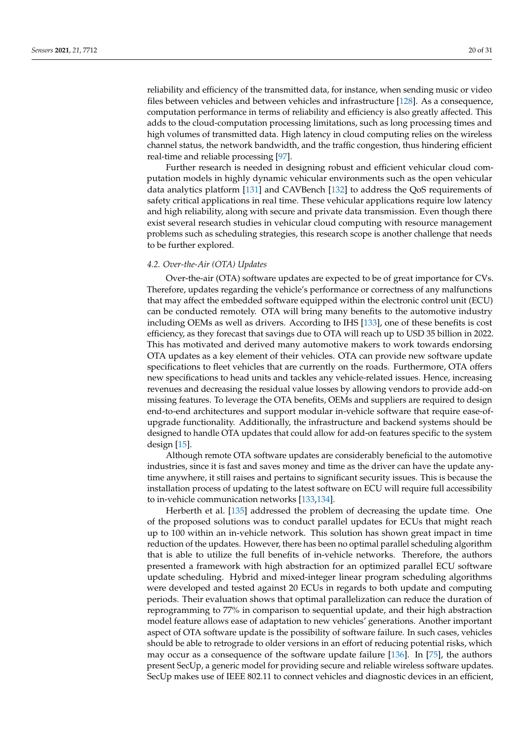reliability and efficiency of the transmitted data, for instance, when sending music or video files between vehicles and between vehicles and infrastructure [128]. As a consequence, computation performance in terms of reliability and efficiency is also greatly affected. This adds to the cloud-computation processing limitations, such as long processing times and high volumes of transmitted data. High latency in cloud computing relies on the wireless channel status, the network bandwidth, and the traffic congestion, thus hindering efficient real-time and reliable processing [97].

Further research is needed in designing robust and efficient vehicular cloud computation models in highly dynamic vehicular environments such as the open vehicular data analytics platform [131] and CAVBench [132] to address the QoS requirements of safety critical applications in real time. These vehicular applications require low latency and high reliability, along with secure and private data transmission. Even though there exist several research studies in vehicular cloud computing with resource management problems such as scheduling strategies, this research scope is another challenge that needs to be further explored.

### *4.2. Over-the-Air (OTA) Updates*

Over-the-air (OTA) software updates are expected to be of great importance for CVs. Therefore, updates regarding the vehicle's performance or correctness of any malfunctions that may affect the embedded software equipped within the electronic control unit (ECU) can be conducted remotely. OTA will bring many benefits to the automotive industry including OEMs as well as drivers. According to IHS [133], one of these benefits is cost efficiency, as they forecast that savings due to OTA will reach up to USD 35 billion in 2022. This has motivated and derived many automotive makers to work towards endorsing OTA updates as a key element of their vehicles. OTA can provide new software update specifications to fleet vehicles that are currently on the roads. Furthermore, OTA offers new specifications to head units and tackles any vehicle-related issues. Hence, increasing revenues and decreasing the residual value losses by allowing vendors to provide add-on missing features. To leverage the OTA benefits, OEMs and suppliers are required to design end-to-end architectures and support modular in-vehicle software that require ease-of-upgrade functionality. Additionally, the infrastructure and backend systems should be designed to handle OTA updates that could allow for add-on features specific to the system design [15].

Although remote OTA software updates are considerably beneficial to the automotive industries, since it is fast and saves money and time as the driver can have the update anytime anywhere, it still raises and pertains to significant security issues. This is because the installation process of updating to the latest software on ECU will require full accessibility to in-vehicle communication networks [133,134].

Herberth et al. [135] addressed the problem of decreasing the update time. One of the proposed solutions was to conduct parallel updates for ECUs that might reach up to 100 within an in-vehicle network. This solution has shown great impact in time reduction of the updates. However, there has been no optimal parallel scheduling algorithm that is able to utilize the full benefits of in-vehicle networks. Therefore, the authors presented a framework with high abstraction for an optimized parallel ECU software update scheduling. Hybrid and mixed-integer linear program scheduling algorithms were developed and tested against 20 ECUs in regards to both update and computing periods. Their evaluation shows that optimal parallelization can reduce the duration of reprogramming to 77% in comparison to sequential update, and their high abstraction model feature allows ease of adaptation to new vehicles' generations. Another important aspect of OTA software update is the possibility of software failure. In such cases, vehicles should be able to retrograde to older versions in an effort of reducing potential risks, which may occur as a consequence of the software update failure [136]. In [75], the authors present SecUp, a generic model for providing secure and reliable wireless software updates. SecUp makes use of IEEE 802.11 to connect vehicles and diagnostic devices in an efficient,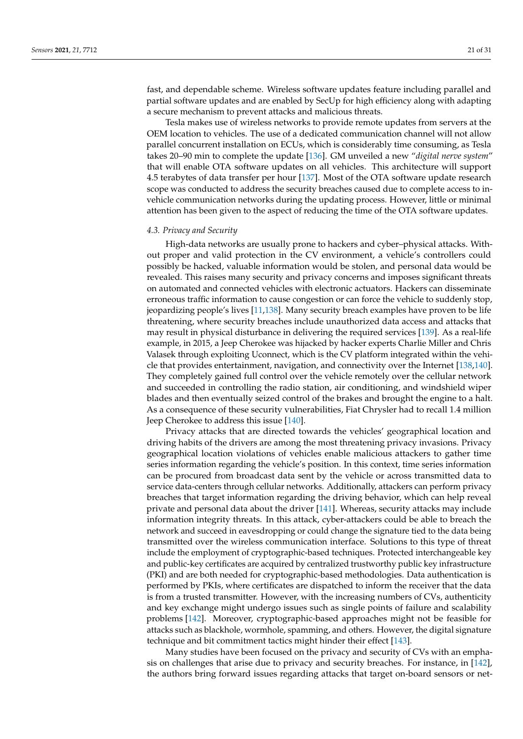fast, and dependable scheme. Wireless software updates feature including parallel and partial software updates and are enabled by SecUp for high efficiency along with adapting a secure mechanism to prevent attacks and malicious threats.

Tesla makes use of wireless networks to provide remote updates from servers at the OEM location to vehicles. The use of a dedicated communication channel will not allow parallel concurrent installation on ECUs, which is considerably time consuming, as Tesla takes 20–90 min to complete the update [136]. GM unveiled a new "*digital nerve system*" that will enable OTA software updates on all vehicles. This architecture will support 4.5 terabytes of data transfer per hour [137]. Most of the OTA software update research scope was conducted to address the security breaches caused due to complete access to in-vehicle communication networks during the updating process. However, little or minimal attention has been given to the aspect of reducing the time of the OTA software updates.

### 4.3. Privacy and Security

High-data networks are usually prone to hackers and cyber–physical attacks. Without proper and valid protection in the CV environment, a vehicle's controllers could possibly be hacked, valuable information would be stolen, and personal data would be revealed. This raises many security and privacy concerns and imposes significant threats on automated and connected vehicles with electronic actuators. Hackers can disseminate erroneous traffic information to cause congestion or can force the vehicle to suddenly stop, jeopardizing people's lives [11,138]. Many security breach examples have proven to be life threatening, where security breaches include unauthorized data access and attacks that may result in physical disturbance in delivering the required services [139]. As a real-life example, in 2015, a Jeep Cherokee was hijacked by hacker experts Charlie Miller and Chris Valasek through exploiting Uconnect, which is the CV platform integrated within the vehicle that provides entertainment, navigation, and connectivity over the Internet [138,140]. They completely gained full control over the vehicle remotely over the cellular network and succeeded in controlling the radio station, air conditioning, and windshield wiper blades and then eventually seized control of the brakes and brought the engine to a halt. As a consequence of these security vulnerabilities, Fiat Chrysler had to recall 1.4 million Jeep Cherokee to address this issue [140].

Privacy attacks that are directed towards the vehicles' geographical location and driving habits of the drivers are among the most threatening privacy invasions. Privacy geographical location violations of vehicles enable malicious attackers to gather time series information regarding the vehicle's position. In this context, time series information can be procured from broadcast data sent by the vehicle or across transmitted data to service data-centers through cellular networks. Additionally, attackers can perform privacy breaches that target information regarding the driving behavior, which can help reveal private and personal data about the driver [141]. Whereas, security attacks may include information integrity threats. In this attack, cyber-attackers could be able to breach the network and succeed in eavesdropping or could change the signature tied to the data being transmitted over the wireless communication interface. Solutions to this type of threat include the employment of cryptographic-based techniques. Protected interchangeable key and public-key certificates are acquired by centralized trustworthy public key infrastructure (PKI) and are both needed for cryptographic-based methodologies. Data authentication is performed by PKIs, where certificates are dispatched to inform the receiver that the data is from a trusted transmitter. However, with the increasing numbers of CVs, authenticity and key exchange might undergo issues such as single points of failure and scalability problems [142]. Moreover, cryptographic-based approaches might not be feasible for attacks such as blackhole, wormhole, spamming, and others. However, the digital signature technique and bit commitment tactics might hinder their effect [143].

Many studies have been focused on the privacy and security of CVs with an emphasis on challenges that arise due to privacy and security breaches. For instance, in [142], the authors bring forward issues regarding attacks that target on-board sensors or net-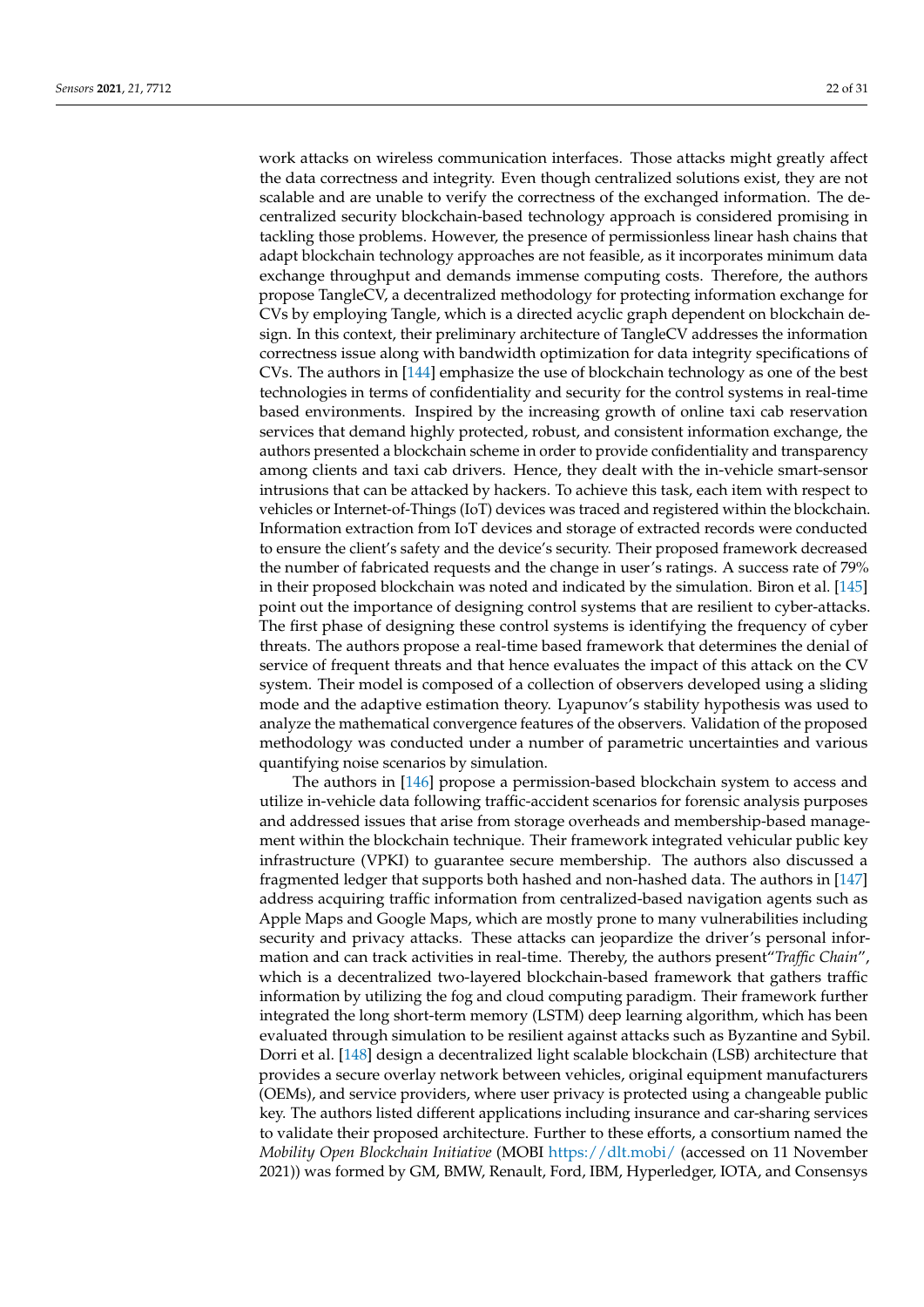work attacks on wireless communication interfaces. Those attacks might greatly affect the data correctness and integrity. Even though centralized solutions exist, they are not scalable and are unable to verify the correctness of the exchanged information. The decentralized security blockchain-based technology approach is considered promising in tackling those problems. However, the presence of permissionless linear hash chains that adapt blockchain technology approaches are not feasible, as it incorporates minimum data exchange throughput and demands immense computing costs. Therefore, the authors propose TangleCV, a decentralized methodology for protecting information exchange for CVs by employing Tangle, which is a directed acyclic graph dependent on blockchain design. In this context, their preliminary architecture of TangleCV addresses the information correctness issue along with bandwidth optimization for data integrity specifications of CVs. The authors in [144] emphasize the use of blockchain technology as one of the best technologies in terms of confidentiality and security for the control systems in real-time based environments. Inspired by the increasing growth of online taxi cab reservation services that demand highly protected, robust, and consistent information exchange, the authors presented a blockchain scheme in order to provide confidentiality and transparency among clients and taxi cab drivers. Hence, they dealt with the in-vehicle smart-sensor intrusions that can be attacked by hackers. To achieve this task, each item with respect to vehicles or Internet-of-Things (IoT) devices was traced and registered within the blockchain. Information extraction from IoT devices and storage of extracted records were conducted to ensure the client's safety and the device's security. Their proposed framework decreased the number of fabricated requests and the change in user's ratings. A success rate of 79% in their proposed blockchain was noted and indicated by the simulation. Biron et al. [145] point out the importance of designing control systems that are resilient to cyber-attacks. The first phase of designing these control systems is identifying the frequency of cyber threats. The authors propose a real-time based framework that determines the denial of service of frequent threats and that hence evaluates the impact of this attack on the CV system. Their model is composed of a collection of observers developed using a sliding mode and the adaptive estimation theory. Lyapunov's stability hypothesis was used to analyze the mathematical convergence features of the observers. Validation of the proposed methodology was conducted under a number of parametric uncertainties and various quantifying noise scenarios by simulation.

The authors in [146] propose a permission-based blockchain system to access and utilize in-vehicle data following traffic-accident scenarios for forensic analysis purposes and addressed issues that arise from storage overheads and membership-based management within the blockchain technique. Their framework integrated vehicular public key infrastructure (VPKI) to guarantee secure membership. The authors also discussed a fragmented ledger that supports both hashed and non-hashed data. The authors in [147] address acquiring traffic information from centralized-based navigation agents such as Apple Maps and Google Maps, which are mostly prone to many vulnerabilities including security and privacy attacks. These attacks can jeopardize the driver's personal information and can track activities in real-time. Thereby, the authors present"*Traffic Chain*", which is a decentralized two-layered blockchain-based framework that gathers traffic information by utilizing the fog and cloud computing paradigm. Their framework further integrated the long short-term memory (LSTM) deep learning algorithm, which has been evaluated through simulation to be resilient against attacks such as Byzantine and Sybil. Dorri et al. [148] design a decentralized light scalable blockchain (LSB) architecture that provides a secure overlay network between vehicles, original equipment manufacturers (OEMs), and service providers, where user privacy is protected using a changeable public key. The authors listed different applications including insurance and car-sharing services to validate their proposed architecture. Further to these efforts, a consortium named the *Mobility Open Blockchain Initiative* (MOBI https://dlt.mobi/ (accessed on 11 November 2021)) was formed by GM, BMW, Renault, Ford, IBM, Hyperledger, IOTA, and Consensys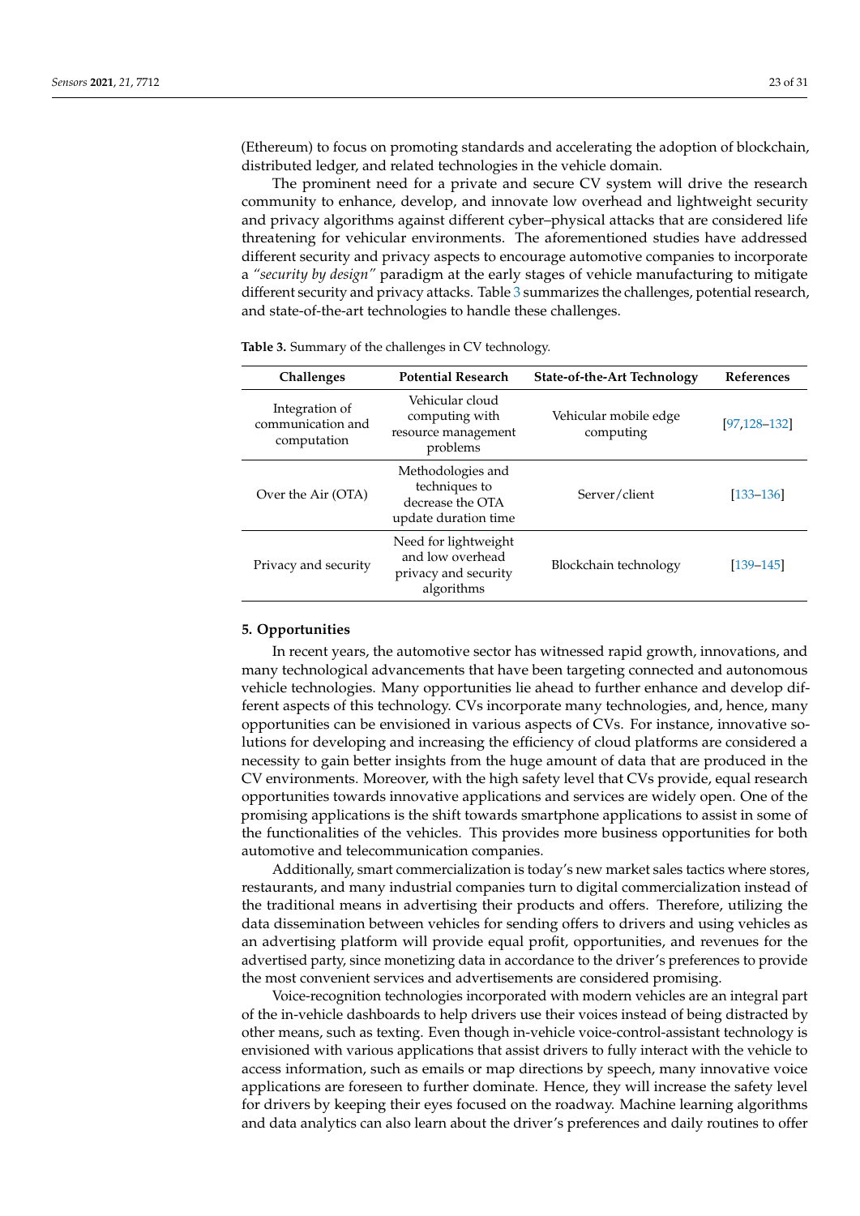(Ethereum) to focus on promoting standards and accelerating the adoption of blockchain, distributed ledger, and related technologies in the vehicle domain.

The prominent need for a private and secure CV system will drive the research community to enhance, develop, and innovate low overhead and lightweight security and privacy algorithms against different cyber–physical attacks that are considered life threatening for vehicular environments. The aforementioned studies have addressed different security and privacy aspects to encourage automotive companies to incorporate a *"security by design"* paradigm at the early stages of vehicle manufacturing to mitigate different security and privacy attacks. Table 3 summarizes the challenges, potential research, and state-of-the-art technologies to handle these challenges.

**Table 3.** Summary of the challenges in CV technology.

| Challenges | Potential Research | State-of-the-Art Technology | References |
|---|---|---|---|
| Integration of communication and computation | Vehicular cloud computing with resource management problems | Vehicular mobile edge computing | [97,128–132] |
| Over the Air (OTA) | Methodologies and techniques to decrease the OTA update duration time | Server/client | [133–136] |
| Privacy and security | Need for lightweight and low overhead privacy and security algorithms | Blockchain technology | [139–145] |

## 5. Opportunities

In recent years, the automotive sector has witnessed rapid growth, innovations, and many technological advancements that have been targeting connected and autonomous vehicle technologies. Many opportunities lie ahead to further enhance and develop different aspects of this technology. CVs incorporate many technologies, and, hence, many opportunities can be envisioned in various aspects of CVs. For instance, innovative solutions for developing and increasing the efficiency of cloud platforms are considered a necessity to gain better insights from the huge amount of data that are produced in the CV environments. Moreover, with the high safety level that CVs provide, equal research opportunities towards innovative applications and services are widely open. One of the promising applications is the shift towards smartphone applications to assist in some of the functionalities of the vehicles. This provides more business opportunities for both automotive and telecommunication companies.

Additionally, smart commercialization is today's new market sales tactics where stores, restaurants, and many industrial companies turn to digital commercialization instead of the traditional means in advertising their products and offers. Therefore, utilizing the data dissemination between vehicles for sending offers to drivers and using vehicles as an advertising platform will provide equal profit, opportunities, and revenues for the advertised party, since monetizing data in accordance to the driver's preferences to provide the most convenient services and advertisements are considered promising.

Voice-recognition technologies incorporated with modern vehicles are an integral part of the in-vehicle dashboards to help drivers use their voices instead of being distracted by other means, such as texting. Even though in-vehicle voice-control-assistant technology is envisioned with various applications that assist drivers to fully interact with the vehicle to access information, such as emails or map directions by speech, many innovative voice applications are foreseen to further dominate. Hence, they will increase the safety level for drivers by keeping their eyes focused on the roadway. Machine learning algorithms and data analytics can also learn about the driver's preferences and daily routines to offer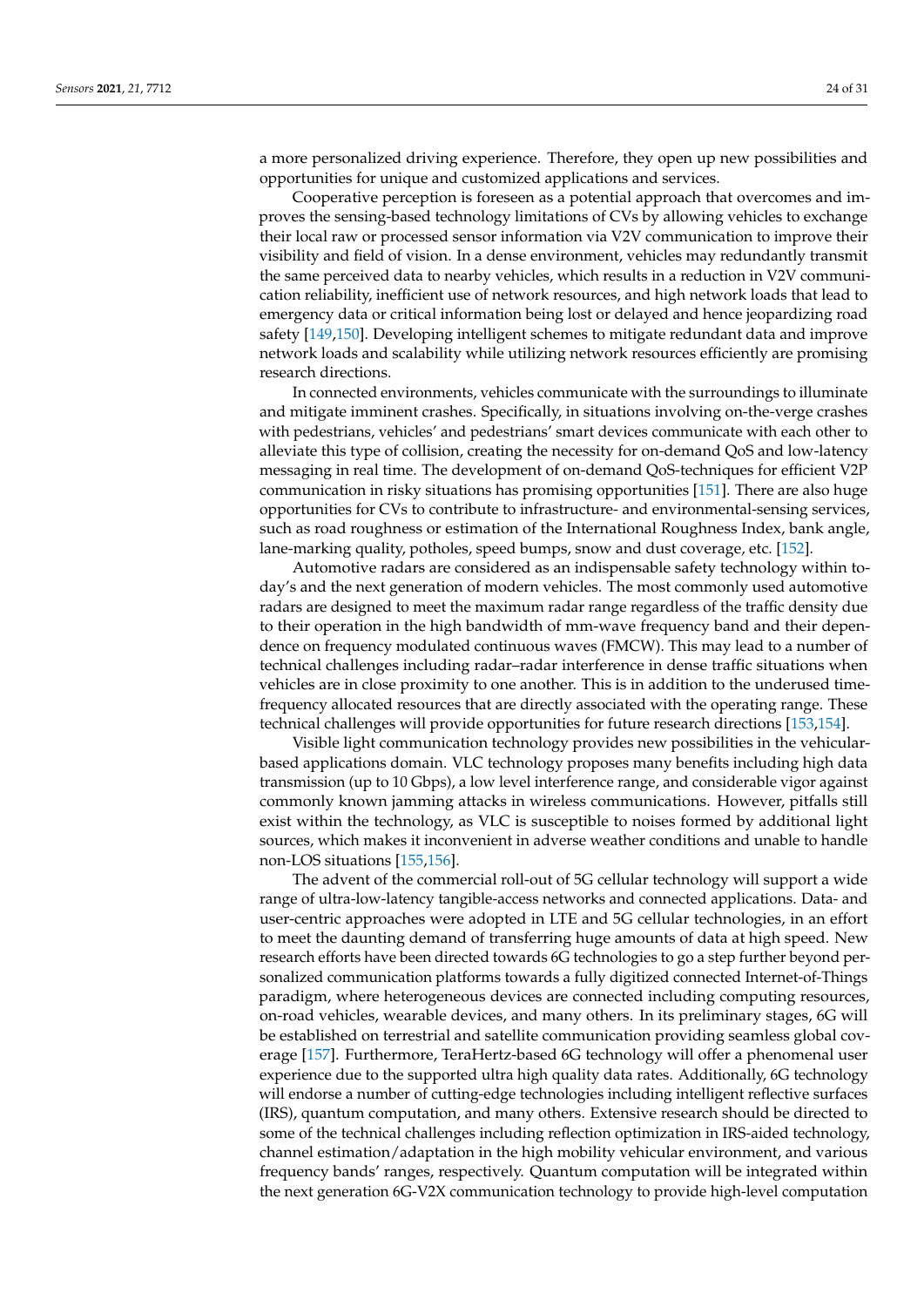a more personalized driving experience. Therefore, they open up new possibilities and opportunities for unique and customized applications and services.

Cooperative perception is foreseen as a potential approach that overcomes and improves the sensing-based technology limitations of CVs by allowing vehicles to exchange their local raw or processed sensor information via V2V communication to improve their visibility and field of vision. In a dense environment, vehicles may redundantly transmit the same perceived data to nearby vehicles, which results in a reduction in V2V communication reliability, inefficient use of network resources, and high network loads that lead to emergency data or critical information being lost or delayed and hence jeopardizing road safety [149,150]. Developing intelligent schemes to mitigate redundant data and improve network loads and scalability while utilizing network resources efficiently are promising research directions.

In connected environments, vehicles communicate with the surroundings to illuminate and mitigate imminent crashes. Specifically, in situations involving on-the-verge crashes with pedestrians, vehicles' and pedestrians' smart devices communicate with each other to alleviate this type of collision, creating the necessity for on-demand QoS and low-latency messaging in real time. The development of on-demand QoS-techniques for efficient V2P communication in risky situations has promising opportunities [151]. There are also huge opportunities for CVs to contribute to infrastructure- and environmental-sensing services, such as road roughness or estimation of the International Roughness Index, bank angle, lane-marking quality, potholes, speed bumps, snow and dust coverage, etc. [152].

Automotive radars are considered as an indispensable safety technology within today's and the next generation of modern vehicles. The most commonly used automotive radars are designed to meet the maximum radar range regardless of the traffic density due to their operation in the high bandwidth of mm-wave frequency band and their dependence on frequency modulated continuous waves (FMCW). This may lead to a number of technical challenges including radar–radar interference in dense traffic situations when vehicles are in close proximity to one another. This is in addition to the underused time-frequency allocated resources that are directly associated with the operating range. These technical challenges will provide opportunities for future research directions [153,154].

Visible light communication technology provides new possibilities in the vehicular-based applications domain. VLC technology proposes many benefits including high data transmission (up to 10 Gbps), a low level interference range, and considerable vigor against commonly known jamming attacks in wireless communications. However, pitfalls still exist within the technology, as VLC is susceptible to noises formed by additional light sources, which makes it inconvenient in adverse weather conditions and unable to handle non-LOS situations [155,156].

The advent of the commercial roll-out of 5G cellular technology will support a wide range of ultra-low-latency tangible-access networks and connected applications. Data- and user-centric approaches were adopted in LTE and 5G cellular technologies, in an effort to meet the daunting demand of transferring huge amounts of data at high speed. New research efforts have been directed towards 6G technologies to go a step further beyond personalized communication platforms towards a fully digitized connected Internet-of-Things paradigm, where heterogeneous devices are connected including computing resources, on-road vehicles, wearable devices, and many others. In its preliminary stages, 6G will be established on terrestrial and satellite communication providing seamless global coverage [157]. Furthermore, TeraHertz-based 6G technology will offer a phenomenal user experience due to the supported ultra high quality data rates. Additionally, 6G technology will endorse a number of cutting-edge technologies including intelligent reflective surfaces (IRS), quantum computation, and many others. Extensive research should be directed to some of the technical challenges including reflection optimization in IRS-aided technology, channel estimation/adaptation in the high mobility vehicular environment, and various frequency bands' ranges, respectively. Quantum computation will be integrated within the next generation 6G-V2X communication technology to provide high-level computation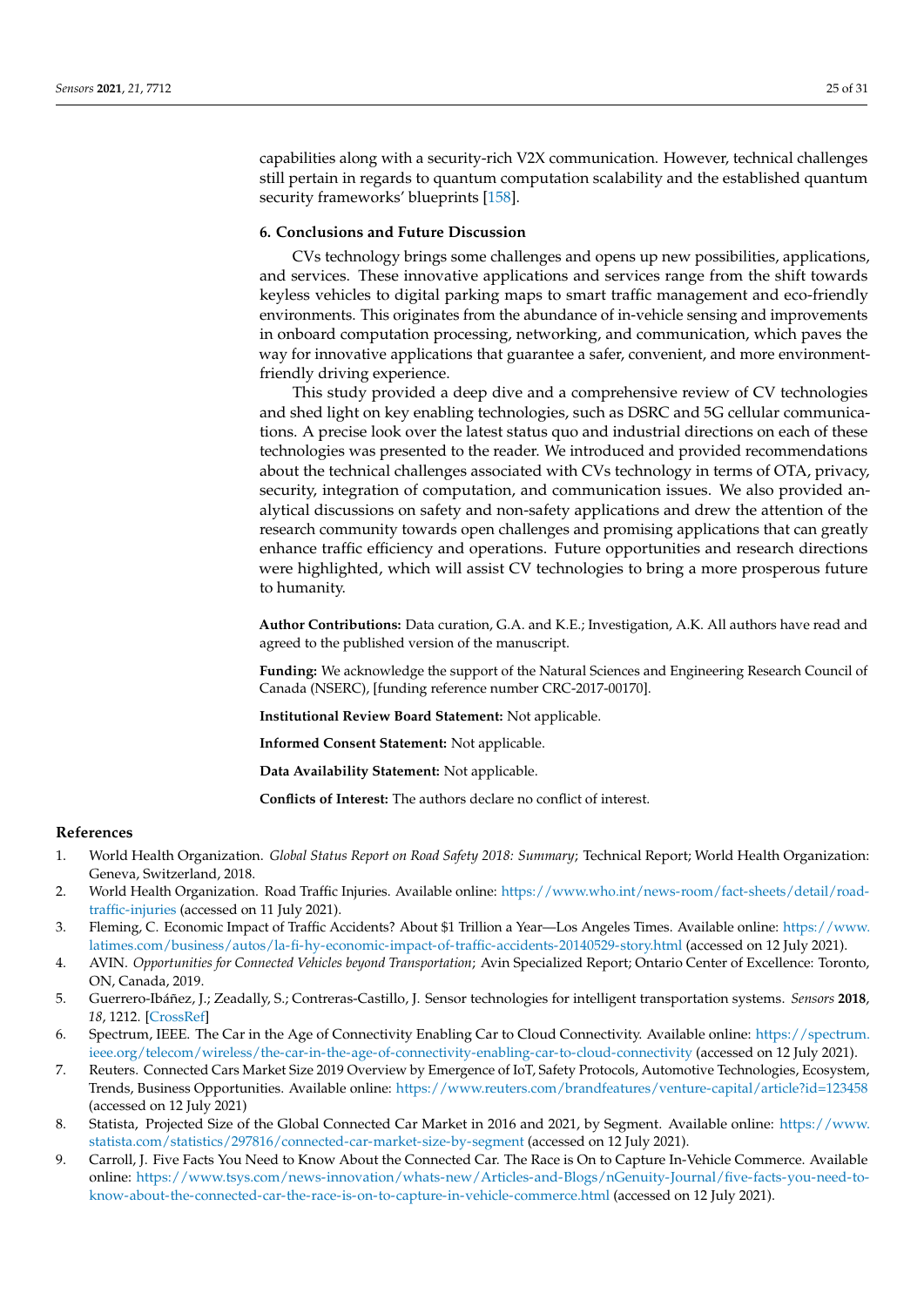capabilities along with a security-rich V2X communication. However, technical challenges still pertain in regards to quantum computation scalability and the established quantum security frameworks' blueprints [158].

## 6. Conclusions and Future Discussion

CVs technology brings some challenges and opens up new possibilities, applications, and services. These innovative applications and services range from the shift towards keyless vehicles to digital parking maps to smart traffic management and eco-friendly environments. This originates from the abundance of in-vehicle sensing and improvements in onboard computation processing, networking, and communication, which paves the way for innovative applications that guarantee a safer, convenient, and more environment-friendly driving experience.

This study provided a deep dive and a comprehensive review of CV technologies and shed light on key enabling technologies, such as DSRC and 5G cellular communications. A precise look over the latest status quo and industrial directions on each of these technologies was presented to the reader. We introduced and provided recommendations about the technical challenges associated with CVs technology in terms of OTA, privacy, security, integration of computation, and communication issues. We also provided analytical discussions on safety and non-safety applications and drew the attention of the research community towards open challenges and promising applications that can greatly enhance traffic efficiency and operations. Future opportunities and research directions were highlighted, which will assist CV technologies to bring a more prosperous future to humanity.

**Author Contributions:** Data curation, G.A. and K.E.; Investigation, A.K. All authors have read and agreed to the published version of the manuscript.

**Funding:** We acknowledge the support of the Natural Sciences and Engineering Research Council of Canada (NSERC), [funding reference number CRC-2017-00170].

**Institutional Review Board Statement:** Not applicable.

**Informed Consent Statement:** Not applicable.

**Data Availability Statement:** Not applicable.

**Conflicts of Interest:** The authors declare no conflict of interest.

## References

1. World Health Organization. *Global Status Report on Road Safety 2018: Summary*; Technical Report; World Health Organization: Geneva, Switzerland, 2018.
2. World Health Organization. Road Traffic Injuries. Available online: https://www.who.int/news-room/fact-sheets/detail/road-traffic-injuries (accessed on 11 July 2021).
3. Fleming, C. Economic Impact of Traffic Accidents? About $1 Trillion a Year—Los Angeles Times. Available online: https://www.latimes.com/business/autos/la-fi-hy-economic-impact-of-traffic-accidents-20140529-story.html (accessed on 12 July 2021).
4. AVIN. *Opportunities for Connected Vehicles beyond Transportation*; Avin Specialized Report; Ontario Center of Excellence: Toronto, ON, Canada, 2019.
5. Guerrero-Ibáñez, J.; Zeadally, S.; Contreras-Castillo, J. Sensor technologies for intelligent transportation systems. *Sensors* **2018**, *18*, 1212. [CrossRef]
6. Spectrum, IEEE. The Car in the Age of Connectivity Enabling Car to Cloud Connectivity. Available online: https://spectrum.ieee.org/telecom/wireless/the-car-in-the-age-of-connectivity-enabling-car-to-cloud-connectivity (accessed on 12 July 2021).
7. Reuters. Connected Cars Market Size 2019 Overview by Emergence of IoT, Safety Protocols, Automotive Technologies, Ecosystem, Trends, Business Opportunities. Available online: https://www.reuters.com/brandfeatures/venture-capital/article?id=123458 (accessed on 12 July 2021)
8. Statista, Projected Size of the Global Connected Car Market in 2016 and 2021, by Segment. Available online: https://www.statista.com/statistics/297816/connected-car-market-size-by-segment (accessed on 12 July 2021).
9. Carroll, J. Five Facts You Need to Know About the Connected Car. The Race is On to Capture In-Vehicle Commerce. Available online: https://www.tsys.com/news-innovation/whats-new/Articles-and-Blogs/nGenuity-Journal/five-facts-you-need-to-know-about-the-connected-car-the-race-is-on-to-capture-in-vehicle-commerce.html (accessed on 12 July 2021).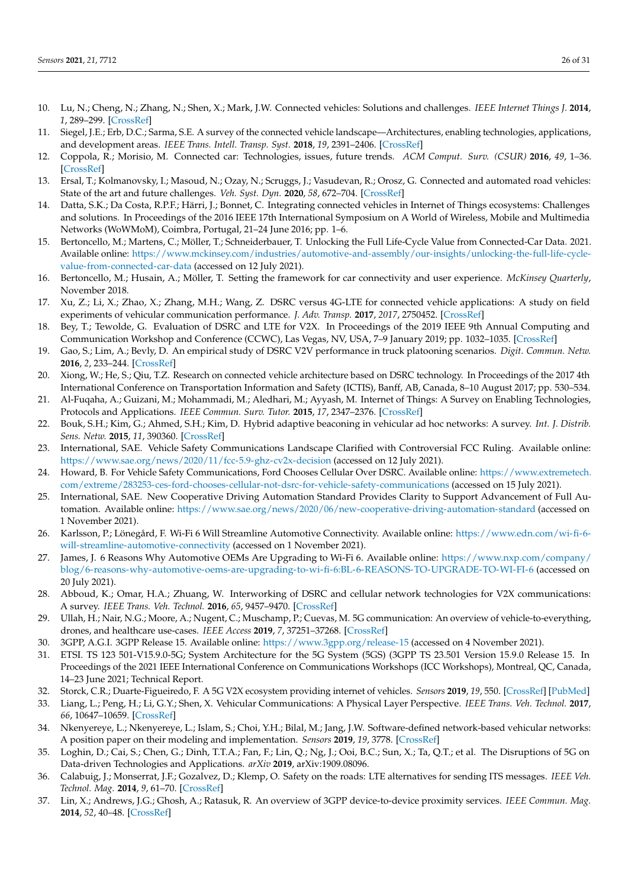10. Lu, N.; Cheng, N.; Zhang, N.; Shen, X.; Mark, J.W. Connected vehicles: Solutions and challenges. *IEEE Internet Things J.* **2014**, *1*, 289–299. [CrossRef]
11. Siegel, J.E.; Erb, D.C.; Sarma, S.E. A survey of the connected vehicle landscape—Architectures, enabling technologies, applications, and development areas. *IEEE Trans. Intell. Transp. Syst.* **2018**, *19*, 2391–2406. [CrossRef]
12. Coppola, R.; Morisio, M. Connected car: Technologies, issues, future trends. *ACM Comput. Surv. (CSUR)* **2016**, *49*, 1–36. [CrossRef]
13. Ersal, T.; Kolmanovsky, I.; Masoud, N.; Ozay, N.; Scruggs, J.; Vasudevan, R.; Orosz, G. Connected and automated road vehicles: State of the art and future challenges. *Veh. Syst. Dyn.* **2020**, *58*, 672–704. [CrossRef]
14. Datta, S.K.; Da Costa, R.P.F.; Härri, J.; Bonnet, C. Integrating connected vehicles in Internet of Things ecosystems: Challenges and solutions. In Proceedings of the 2016 IEEE 17th International Symposium on A World of Wireless, Mobile and Multimedia Networks (WoWMoM), Coimbra, Portugal, 21–24 June 2016; pp. 1–6.
15. Bertoncello, M.; Martens, C.; Möller, T.; Schneiderbauer, T. Unlocking the Full Life-Cycle Value from Connected-Car Data. 2021. Available online: https://www.mckinsey.com/industries/automotive-and-assembly/our-insights/unlocking-the-full-life-cycle-value-from-connected-car-data (accessed on 12 July 2021).
16. Bertoncello, M.; Husain, A.; Möller, T. Setting the framework for car connectivity and user experience. *McKinsey Quarterly*, November 2018.
17. Xu, Z.; Li, X.; Zhao, X.; Zhang, M.H.; Wang, Z. DSRC versus 4G-LTE for connected vehicle applications: A study on field experiments of vehicular communication performance. *J. Adv. Transp.* **2017**, *2017*, 2750452. [CrossRef]
18. Bey, T.; Tewolde, G. Evaluation of DSRC and LTE for V2X. In Proceedings of the 2019 IEEE 9th Annual Computing and Communication Workshop and Conference (CCWC), Las Vegas, NV, USA, 7–9 January 2019; pp. 1032–1035. [CrossRef]
19. Gao, S.; Lim, A.; Bevly, D. An empirical study of DSRC V2V performance in truck platooning scenarios. *Digit. Commun. Netw.* **2016**, *2*, 233–244. [CrossRef]
20. Xiong, W.; He, S.; Qiu, T.Z. Research on connected vehicle architecture based on DSRC technology. In Proceedings of the 2017 4th International Conference on Transportation Information and Safety (ICTIS), Banff, AB, Canada, 8–10 August 2017; pp. 530–534.
21. Al-Fuqaha, A.; Guizani, M.; Mohammadi, M.; Aledhari, M.; Ayyash, M. Internet of Things: A Survey on Enabling Technologies, Protocols and Applications. *IEEE Commun. Surv. Tutor.* **2015**, *17*, 2347–2376. [CrossRef]
22. Bouk, S.H.; Kim, G.; Ahmed, S.H.; Kim, D. Hybrid adaptive beaconing in vehicular ad hoc networks: A survey. *Int. J. Distrib. Sens. Netw.* **2015**, *11*, 390360. [CrossRef]
23. International, SAE. Vehicle Safety Communications Landscape Clarified with Controversial FCC Ruling. Available online: https://www.sae.org/news/2020/11/fcc-5.9-ghz-cv2x-decision (accessed on 12 July 2021).
24. Howard, B. For Vehicle Safety Communications, Ford Chooses Cellular Over DSRC. Available online: https://www.extremetech.com/extreme/283253-ces-ford-chooses-cellular-not-dsrc-for-vehicle-safety-communications (accessed on 15 July 2021).
25. International, SAE. New Cooperative Driving Automation Standard Provides Clarity to Support Advancement of Full Automation. Available online: https://www.sae.org/news/2020/06/new-cooperative-driving-automation-standard (accessed on 1 November 2021).
26. Karlsson, P.; Lönegård, F. Wi-Fi 6 Will Streamline Automotive Connectivity. Available online: https://www.edn.com/wi-fi-6-will-streamline-automotive-connectivity (accessed on 1 November 2021).
27. James, J. 6 Reasons Why Automotive OEMs Are Upgrading to Wi-Fi 6. Available online: https://www.nxp.com/company/blog/6-reasons-why-automotive-oems-are-upgrading-to-wi-fi-6:BL-6-REASONS-TO-UPGRADE-TO-WI-FI-6 (accessed on 20 July 2021).
28. Abboud, K.; Omar, H.A.; Zhuang, W. Interworking of DSRC and cellular network technologies for V2X communications: A survey. *IEEE Trans. Veh. Technol.* **2016**, *65*, 9457–9470. [CrossRef]
29. Ullah, H.; Nair, N.G.; Moore, A.; Nugent, C.; Muschamp, P.; Cuevas, M. 5G communication: An overview of vehicle-to-everything, drones, and healthcare use-cases. *IEEE Access* **2019**, *7*, 37251–37268. [CrossRef]
30. 3GPP, A.G.I. 3GPP Release 15. Available online: https://www.3gpp.org/release-15 (accessed on 4 November 2021).
31. ETSI. TS 123 501-V15.9.0-5G; System Architecture for the 5G System (5GS) (3GPP TS 23.501 Version 15.9.0 Release 15. In Proceedings of the 2021 IEEE International Conference on Communications Workshops (ICC Workshops), Montreal, QC, Canada, 14–23 June 2021; Technical Report.
32. Storck, C.R.; Duarte-Figueiredo, F. A 5G V2X ecosystem providing internet of vehicles. *Sensors* **2019**, *19*, 550. [CrossRef] [PubMed]
33. Liang, L.; Peng, H.; Li, G.Y.; Shen, X. Vehicular Communications: A Physical Layer Perspective. *IEEE Trans. Veh. Technol.* **2017**, *66*, 10647–10659. [CrossRef]
34. Nkenyereye, L.; Nkenyereye, L.; Islam, S.; Choi, Y.H.; Bilal, M.; Jang, J.W. Software-defined network-based vehicular networks: A position paper on their modeling and implementation. *Sensors* **2019**, *19*, 3778. [CrossRef]
35. Loghin, D.; Cai, S.; Chen, G.; Dinh, T.T.A.; Fan, F.; Lin, Q.; Ng, J.; Ooi, B.C.; Sun, X.; Ta, Q.T.; et al. The Disruptions of 5G on Data-driven Technologies and Applications. *arXiv* **2019**, arXiv:1909.08096.
36. Calabuig, J.; Monserrat, J.F.; Gozalvez, D.; Klemp, O. Safety on the roads: LTE alternatives for sending ITS messages. *IEEE Veh. Technol. Mag.* **2014**, *9*, 61–70. [CrossRef]
37. Lin, X.; Andrews, J.G.; Ghosh, A.; Ratasuk, R. An overview of 3GPP device-to-device proximity services. *IEEE Commun. Mag.* **2014**, *52*, 40–48. [CrossRef]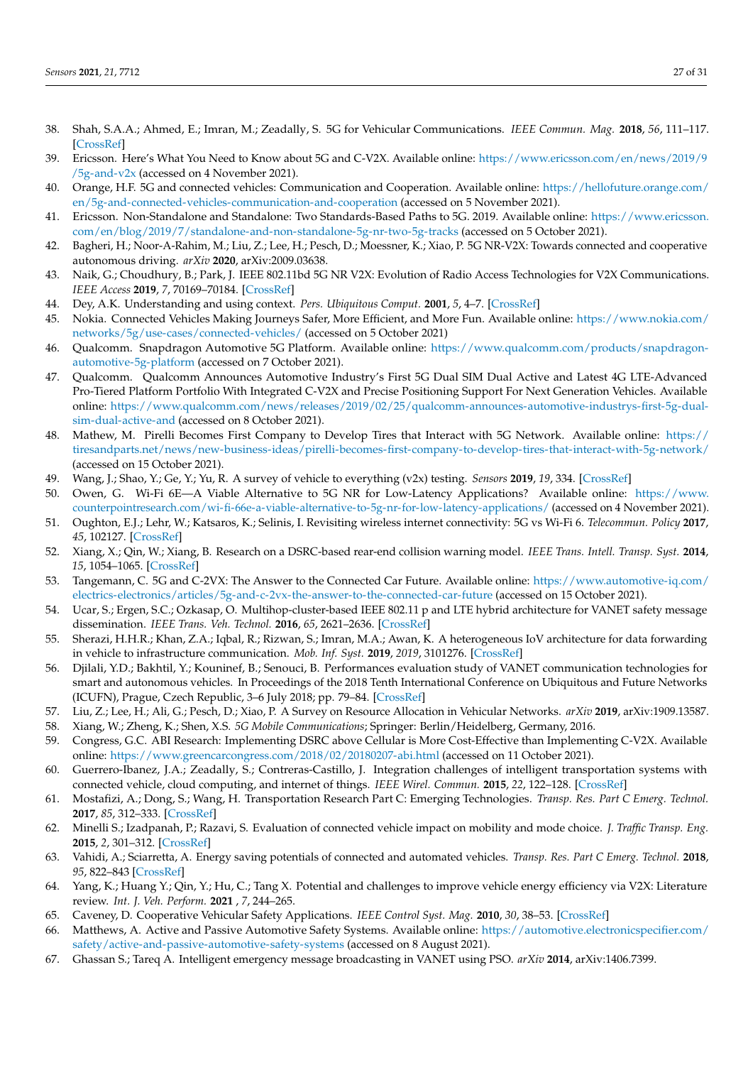38. Shah, S.A.A.; Ahmed, E.; Imran, M.; Zeadally, S. 5G for Vehicular Communications. *IEEE Commun. Mag.* **2018**, *56*, 111–117. [CrossRef]
39. Ericsson. Here's What You Need to Know about 5G and C-V2X. Available online: https://www.ericsson.com/en/news/2019/9/5g-and-v2x (accessed on 4 November 2021).
40. Orange, H.F. 5G and connected vehicles: Communication and Cooperation. Available online: https://hellofuture.orange.com/en/5g-and-connected-vehicles-communication-and-cooperation (accessed on 5 November 2021).
41. Ericsson. Non-Standalone and Standalone: Two Standards-Based Paths to 5G. 2019. Available online: https://www.ericsson.com/en/blog/2019/7/standalone-and-non-standalone-5g-nr-two-5g-tracks (accessed on 5 October 2021).
42. Bagheri, H.; Noor-A-Rahim, M.; Liu, Z.; Lee, H.; Pesch, D.; Moessner, K.; Xiao, P. 5G NR-V2X: Towards connected and cooperative autonomous driving. *arXiv* **2020**, arXiv:2009.03638.
43. Naik, G.; Choudhury, B.; Park, J. IEEE 802.11bd 5G NR V2X: Evolution of Radio Access Technologies for V2X Communications. *IEEE Access* **2019**, *7*, 70169–70184. [CrossRef]
44. Dey, A.K. Understanding and using context. *Pers. Ubiquitous Comput.* **2001**, *5*, 4–7. [CrossRef]
45. Nokia. Connected Vehicles Making Journeys Safer, More Efficient, and More Fun. Available online: https://www.nokia.com/networks/5g/use-cases/connected-vehicles/ (accessed on 5 October 2021)
46. Qualcomm. Snapdragon Automotive 5G Platform. Available online: https://www.qualcomm.com/products/snapdragon-automotive-5g-platform (accessed on 7 October 2021).
47. Qualcomm. Qualcomm Announces Automotive Industry's First 5G Dual SIM Dual Active and Latest 4G LTE-Advanced Pro-Tiered Platform Portfolio With Integrated C-V2X and Precise Positioning Support For Next Generation Vehicles. Available online: https://www.qualcomm.com/news/releases/2019/02/25/qualcomm-announces-automotive-industrys-first-5g-dual-sim-dual-active-and (accessed on 8 October 2021).
48. Mathew, M. Pirelli Becomes First Company to Develop Tires that Interact with 5G Network. Available online: https://tiresandparts.net/news/new-business-ideas/pirelli-becomes-first-company-to-develop-tires-that-interact-with-5g-network/ (accessed on 15 October 2021).
49. Wang, J.; Shao, Y.; Ge, Y.; Yu, R. A survey of vehicle to everything (v2x) testing. *Sensors* **2019**, *19*, 334. [CrossRef]
50. Owen, G. Wi-Fi 6E—A Viable Alternative to 5G NR for Low-Latency Applications? Available online: https://www.counterpointresearch.com/wi-fi-66e-a-viable-alternative-to-5g-nr-for-low-latency-applications/ (accessed on 4 November 2021).
51. Oughton, E.J.; Lehr, W.; Katsaros, K.; Selinis, I. Revisiting wireless internet connectivity: 5G vs Wi-Fi 6. *Telecommun. Policy* **2017**, *45*, 102127. [CrossRef]
52. Xiang, X.; Qin, W.; Xiang, B. Research on a DSRC-based rear-end collision warning model. *IEEE Trans. Intell. Transp. Syst.* **2014**, *15*, 1054–1065. [CrossRef]
53. Tangemann, C. 5G and C-2VX: The Answer to the Connected Car Future. Available online: https://www.automotive-iq.com/electrics-electronics/articles/5g-and-c-2vx-the-answer-to-the-connected-car-future (accessed on 15 October 2021).
54. Ucar, S.; Ergen, S.C.; Ozkasap, O. Multihop-cluster-based IEEE 802.11 p and LTE hybrid architecture for VANET safety message dissemination. *IEEE Trans. Veh. Technol.* **2016**, *65*, 2621–2636. [CrossRef]
55. Sherazi, H.H.R.; Khan, Z.A.; Iqbal, R.; Rizwan, S.; Imran, M.A.; Awan, K. A heterogeneous IoV architecture for data forwarding in vehicle to infrastructure communication. *Mob. Inf. Syst.* **2019**, *2019*, 3101276. [CrossRef]
56. Djilali, Y.D.; Bakhtil, Y.; Kouninef, B.; Senouci, B. Performances evaluation study of VANET communication technologies for smart and autonomous vehicles. In Proceedings of the 2018 Tenth International Conference on Ubiquitous and Future Networks (ICUFN), Prague, Czech Republic, 3–6 July 2018; pp. 79–84. [CrossRef]
57. Liu, Z.; Lee, H.; Ali, G.; Pesch, D.; Xiao, P. A Survey on Resource Allocation in Vehicular Networks. *arXiv* **2019**, arXiv:1909.13587.
58. Xiang, W.; Zheng, K.; Shen, X.S. *5G Mobile Communications*; Springer: Berlin/Heidelberg, Germany, 2016.
59. Congress, G.C. ABI Research: Implementing DSRC above Cellular is More Cost-Effective than Implementing C-V2X. Available online: https://www.greencarcongress.com/2018/02/20180207-abi.html (accessed on 11 October 2021).
60. Guerrero-Ibanez, J.A.; Zeadally, S.; Contreras-Castillo, J. Integration challenges of intelligent transportation systems with connected vehicle, cloud computing, and internet of things. *IEEE Wirel. Commun.* **2015**, *22*, 122–128. [CrossRef]
61. Mostafizi, A.; Dong, S.; Wang, H. Transportation Research Part C: Emerging Technologies. *Transp. Res. Part C Emerg. Technol.* **2017**, *85*, 312–333. [CrossRef]
62. Minelli S.; Izadpanah, P.; Razavi, S. Evaluation of connected vehicle impact on mobility and mode choice. *J. Traffic Transp. Eng.* **2015**, *2*, 301–312. [CrossRef]
63. Vahidi, A.; Sciarretta, A. Energy saving potentials of connected and automated vehicles. *Transp. Res. Part C Emerg. Technol.* **2018**, *95*, 822–843 [CrossRef]
64. Yang, K.; Huang Y.; Qin, Y.; Hu, C.; Tang X. Potential and challenges to improve vehicle energy efficiency via V2X: Literature review. *Int. J. Veh. Perform.* **2021** , *7*, 244–265.
65. Caveney, D. Cooperative Vehicular Safety Applications. *IEEE Control Syst. Mag.* **2010**, *30*, 38–53. [CrossRef]
66. Matthews, A. Active and Passive Automotive Safety Systems. Available online: https://automotive.electronicspecifier.com/safety/active-and-passive-automotive-safety-systems (accessed on 8 August 2021).
67. Ghassan S.; Tareq A. Intelligent emergency message broadcasting in VANET using PSO. *arXiv* **2014**, arXiv:1406.7399.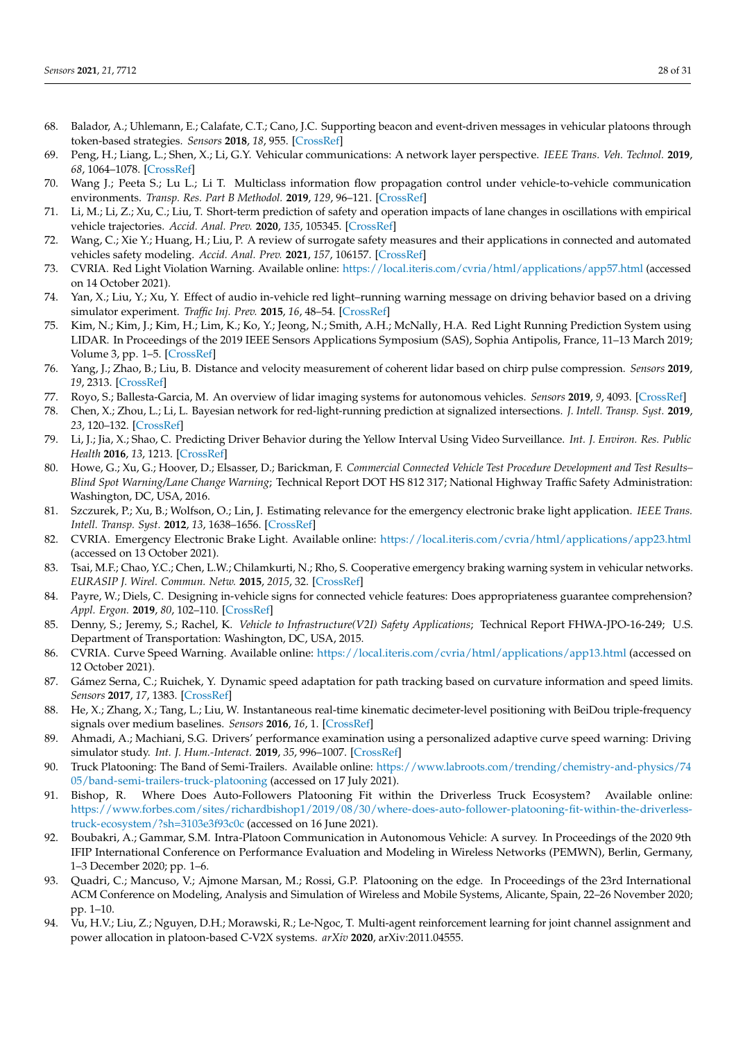68. Balador, A.; Uhlemann, E.; Calafate, C.T.; Cano, J.C. Supporting beacon and event-driven messages in vehicular platoons through token-based strategies. *Sensors* **2018**, *18*, 955. [CrossRef]
69. Peng, H.; Liang, L.; Shen, X.; Li, G.Y. Vehicular communications: A network layer perspective. *IEEE Trans. Veh. Technol.* **2019**, *68*, 1064–1078. [CrossRef]
70. Wang J.; Peeta S.; Lu L.; Li T. Multiclass information flow propagation control under vehicle-to-vehicle communication environments. *Transp. Res. Part B Methodol.* **2019**, *129*, 96–121. [CrossRef]
71. Li, M.; Li, Z.; Xu, C.; Liu, T. Short-term prediction of safety and operation impacts of lane changes in oscillations with empirical vehicle trajectories. *Accid. Anal. Prev.* **2020**, *135*, 105345. [CrossRef]
72. Wang, C.; Xie Y.; Huang, H.; Liu, P. A review of surrogate safety measures and their applications in connected and automated vehicles safety modeling. *Accid. Anal. Prev.* **2021**, *157*, 106157. [CrossRef]
73. CVRIA. Red Light Violation Warning. Available online: https://local.iteris.com/cvria/html/applications/app57.html (accessed on 14 October 2021).
74. Yan, X.; Liu, Y.; Xu, Y. Effect of audio in-vehicle red light–running warning message on driving behavior based on a driving simulator experiment. *Traffic Inj. Prev.* **2015**, *16*, 48–54. [CrossRef]
75. Kim, N.; Kim, J.; Kim, H.; Lim, K.; Ko, Y.; Jeong, N.; Smith, A.H.; McNally, H.A. Red Light Running Prediction System using LIDAR. In Proceedings of the 2019 IEEE Sensors Applications Symposium (SAS), Sophia Antipolis, France, 11–13 March 2019; Volume 3, pp. 1–5. [CrossRef]
76. Yang, J.; Zhao, B.; Liu, B. Distance and velocity measurement of coherent lidar based on chirp pulse compression. *Sensors* **2019**, *19*, 2313. [CrossRef]
77. Royo, S.; Ballesta-Garcia, M. An overview of lidar imaging systems for autonomous vehicles. *Sensors* **2019**, *9*, 4093. [CrossRef]
78. Chen, X.; Zhou, L.; Li, L. Bayesian network for red-light-running prediction at signalized intersections. *J. Intell. Transp. Syst.* **2019**, *23*, 120–132. [CrossRef]
79. Li, J.; Jia, X.; Shao, C. Predicting Driver Behavior during the Yellow Interval Using Video Surveillance. *Int. J. Environ. Res. Public Health* **2016**, *13*, 1213. [CrossRef]
80. Howe, G.; Xu, G.; Hoover, D.; Elsasser, D.; Barickman, F. *Commercial Connected Vehicle Test Procedure Development and Test Results–Blind Spot Warning/Lane Change Warning*; Technical Report DOT HS 812 317; National Highway Traffic Safety Administration: Washington, DC, USA, 2016.
81. Szczurek, P.; Xu, B.; Wolfson, O.; Lin, J. Estimating relevance for the emergency electronic brake light application. *IEEE Trans. Intell. Transp. Syst.* **2012**, *13*, 1638–1656. [CrossRef]
82. CVRIA. Emergency Electronic Brake Light. Available online: https://local.iteris.com/cvria/html/applications/app23.html (accessed on 13 October 2021).
83. Tsai, M.F.; Chao, Y.C.; Chen, L.W.; Chilamkurti, N.; Rho, S. Cooperative emergency braking warning system in vehicular networks. *EURASIP J. Wirel. Commun. Netw.* **2015**, *2015*, 32. [CrossRef]
84. Payre, W.; Diels, C. Designing in-vehicle signs for connected vehicle features: Does appropriateness guarantee comprehension? *Appl. Ergon.* **2019**, *80*, 102–110. [CrossRef]
85. Denny, S.; Jeremy, S.; Rachel, K. *Vehicle to Infrastructure(V2I) Safety Applications*; Technical Report FHWA-JPO-16-249; U.S. Department of Transportation: Washington, DC, USA, 2015.
86. CVRIA. Curve Speed Warning. Available online: https://local.iteris.com/cvria/html/applications/app13.html (accessed on 12 October 2021).
87. Gámez Serna, C.; Ruichek, Y. Dynamic speed adaptation for path tracking based on curvature information and speed limits. *Sensors* **2017**, *17*, 1383. [CrossRef]
88. He, X.; Zhang, X.; Tang, L.; Liu, W. Instantaneous real-time kinematic decimeter-level positioning with BeiDou triple-frequency signals over medium baselines. *Sensors* **2016**, *16*, 1. [CrossRef]
89. Ahmadi, A.; Machiani, S.G. Drivers' performance examination using a personalized adaptive curve speed warning: Driving simulator study. *Int. J. Hum.-Interact.* **2019**, *35*, 996–1007. [CrossRef]
90. Truck Platooning: The Band of Semi-Trailers. Available online: https://www.labroots.com/trending/chemistry-and-physics/7405/band-semi-trailers-truck-platooning (accessed on 17 July 2021).
91. Bishop, R. Where Does Auto-Followers Platooning Fit within the Driverless Truck Ecosystem? Available online: https://www.forbes.com/sites/richardbishop1/2019/08/30/where-does-auto-follower-platooning-fit-within-the-driverless-truck-ecosystem/?sh=3103e3f93c0c (accessed on 16 June 2021).
92. Boubakri, A.; Gammar, S.M. Intra-Platoon Communication in Autonomous Vehicle: A survey. In Proceedings of the 2020 9th IFIP International Conference on Performance Evaluation and Modeling in Wireless Networks (PEMWN), Berlin, Germany, 1–3 December 2020; pp. 1–6.
93. Quadri, C.; Mancuso, V.; Ajmone Marsan, M.; Rossi, G.P. Platooning on the edge. In Proceedings of the 23rd International ACM Conference on Modeling, Analysis and Simulation of Wireless and Mobile Systems, Alicante, Spain, 22–26 November 2020; pp. 1–10.
94. Vu, H.V.; Liu, Z.; Nguyen, D.H.; Morawski, R.; Le-Ngoc, T. Multi-agent reinforcement learning for joint channel assignment and power allocation in platoon-based C-V2X systems. *arXiv* **2020**, arXiv:2011.04555.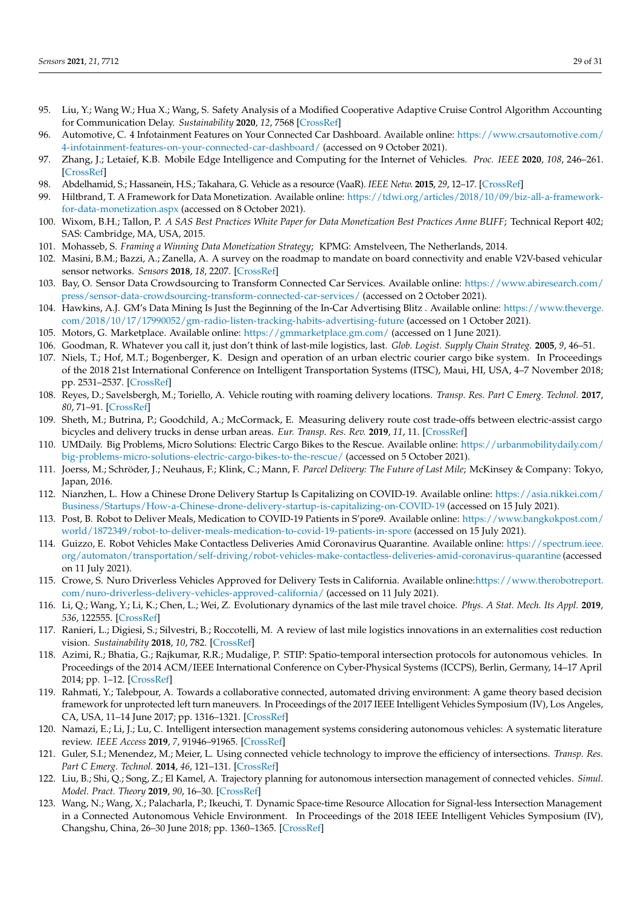95. Liu, Y.; Wang W.; Hua X.; Wang, S. Safety Analysis of a Modified Cooperative Adaptive Cruise Control Algorithm Accounting for Communication Delay. *Sustainability* **2020**, *12*, 7568 [CrossRef]
96. Automotive, C. 4 Infotainment Features on Your Connected Car Dashboard. Available online: https://www.crsautomotive.com/4-infotainment-features-on-your-connected-car-dashboard/ (accessed on 9 October 2021).
97. Zhang, J.; Letaief, K.B. Mobile Edge Intelligence and Computing for the Internet of Vehicles. *Proc. IEEE* **2020**, *108*, 246–261. [CrossRef]
98. Abdelhamid, S.; Hassanein, H.S.; Takahara, G. Vehicle as a resource (VaaR). *IEEE Netw.* **2015**, *29*, 12–17. [CrossRef]
99. Hiltbrand, T. A Framework for Data Monetization. Available online: https://tdwi.org/articles/2018/10/09/biz-all-a-framework-for-data-monetization.aspx (accessed on 8 October 2021).
100. Wixom, B.H.; Tallon, P. *A SAS Best Practices White Paper for Data Monetization Best Practices Anne BUFF*; Technical Report 402; SAS: Cambridge, MA, USA, 2015.
101. Mohasseb, S. *Framing a Winning Data Monetization Strategy*; KPMG: Amstelveen, The Netherlands, 2014.
102. Masini, B.M.; Bazzi, A.; Zanella, A. A survey on the roadmap to mandate on board connectivity and enable V2V-based vehicular sensor networks. *Sensors* **2018**, *18*, 2207. [CrossRef]
103. Bay, O. Sensor Data Crowdsourcing to Transform Connected Car Services. Available online: https://www.abiresearch.com/press/sensor-data-crowdsourcing-transform-connected-car-services/ (accessed on 2 October 2021).
104. Hawkins, A.J. GM's Data Mining Is Just the Beginning of the In-Car Advertising Blitz . Available online: https://www.theverge.com/2018/10/17/17990052/gm-radio-listen-tracking-habits-advertising-future (accessed on 1 October 2021).
105. Motors, G. Marketplace. Available online: https://gmmarketplace.gm.com/ (accessed on 1 June 2021).
106. Goodman, R. Whatever you call it, just don't think of last-mile logistics, last. *Glob. Logist. Supply Chain Strateg.* **2005**, *9*, 46–51.
107. Niels, T.; Hof, M.T.; Bogenberger, K. Design and operation of an urban electric courier cargo bike system. In Proceedings of the 2018 21st International Conference on Intelligent Transportation Systems (ITSC), Maui, HI, USA, 4–7 November 2018; pp. 2531–2537. [CrossRef]
108. Reyes, D.; Savelsbergh, M.; Toriello, A. Vehicle routing with roaming delivery locations. *Transp. Res. Part C Emerg. Technol.* **2017**, *80*, 71–91. [CrossRef]
109. Sheth, M.; Butrina, P.; Goodchild, A.; McCormack, E. Measuring delivery route cost trade-offs between electric-assist cargo bicycles and delivery trucks in dense urban areas. *Eur. Transp. Res. Rev.* **2019**, *11*, 11. [CrossRef]
110. UMDaily. Big Problems, Micro Solutions: Electric Cargo Bikes to the Rescue. Available online: https://urbanmobilitydaily.com/big-problems-micro-solutions-electric-cargo-bikes-to-the-rescue/ (accessed on 5 October 2021).
111. Joerss, M.; Schröder, J.; Neuhaus, F.; Klink, C.; Mann, F. *Parcel Delivery: The Future of Last Mile*; McKinsey & Company: Tokyo, Japan, 2016.
112. Nianzhen, L. How a Chinese Drone Delivery Startup Is Capitalizing on COVID-19. Available online: https://asia.nikkei.com/Business/Startups/How-a-Chinese-drone-delivery-startup-is-capitalizing-on-COVID-19 (accessed on 15 July 2021).
113. Post, B. Robot to Deliver Meals, Medication to COVID-19 Patients in S'pore9. Available online: https://www.bangkokpost.com/world/1872349/robot-to-deliver-meals-medication-to-covid-19-patients-in-spore (accessed on 15 July 2021).
114. Guizzo, E. Robot Vehicles Make Contactless Deliveries Amid Coronavirus Quarantine. Available online: https://spectrum.ieee.org/automaton/transportation/self-driving/robot-vehicles-make-contactless-deliveries-amid-coronavirus-quarantine (accessed on 11 July 2021).
115. Crowe, S. Nuro Driverless Vehicles Approved for Delivery Tests in California. Available online:https://www.therobotreport.com/nuro-driverless-delivery-vehicles-approved-california/ (accessed on 11 July 2021).
116. Li, Q.; Wang, Y.; Li, K.; Chen, L.; Wei, Z. Evolutionary dynamics of the last mile travel choice. *Phys. A Stat. Mech. Its Appl.* **2019**, *536*, 122555. [CrossRef]
117. Ranieri, L.; Digiesi, S.; Silvestri, B.; Roccotelli, M. A review of last mile logistics innovations in an externalities cost reduction vision. *Sustainability* **2018**, *10*, 782. [CrossRef]
118. Azimi, R.; Bhatia, G.; Rajkumar, R.R.; Mudalige, P. STIP: Spatio-temporal intersection protocols for autonomous vehicles. In Proceedings of the 2014 ACM/IEEE International Conference on Cyber-Physical Systems (ICCPS), Berlin, Germany, 14–17 April 2014; pp. 1–12. [CrossRef]
119. Rahmati, Y.; Talebpour, A. Towards a collaborative connected, automated driving environment: A game theory based decision framework for unprotected left turn maneuvers. In Proceedings of the 2017 IEEE Intelligent Vehicles Symposium (IV), Los Angeles, CA, USA, 11–14 June 2017; pp. 1316–1321. [CrossRef]
120. Namazi, E.; Li, J.; Lu, C. Intelligent intersection management systems considering autonomous vehicles: A systematic literature review. *IEEE Access* **2019**, *7*, 91946–91965. [CrossRef]
121. Guler, S.I.; Menendez, M.; Meier, L. Using connected vehicle technology to improve the efficiency of intersections. *Transp. Res. Part C Emerg. Technol.* **2014**, *46*, 121–131. [CrossRef]
122. Liu, B.; Shi, Q.; Song, Z.; El Kamel, A. Trajectory planning for autonomous intersection management of connected vehicles. *Simul. Model. Pract. Theory* **2019**, *90*, 16–30. [CrossRef]
123. Wang, N.; Wang, X.; Palacharla, P.; Ikeuchi, T. Dynamic Space-time Resource Allocation for Signal-less Intersection Management in a Connected Autonomous Vehicle Environment. In Proceedings of the 2018 IEEE Intelligent Vehicles Symposium (IV), Changshu, China, 26–30 June 2018; pp. 1360–1365. [CrossRef]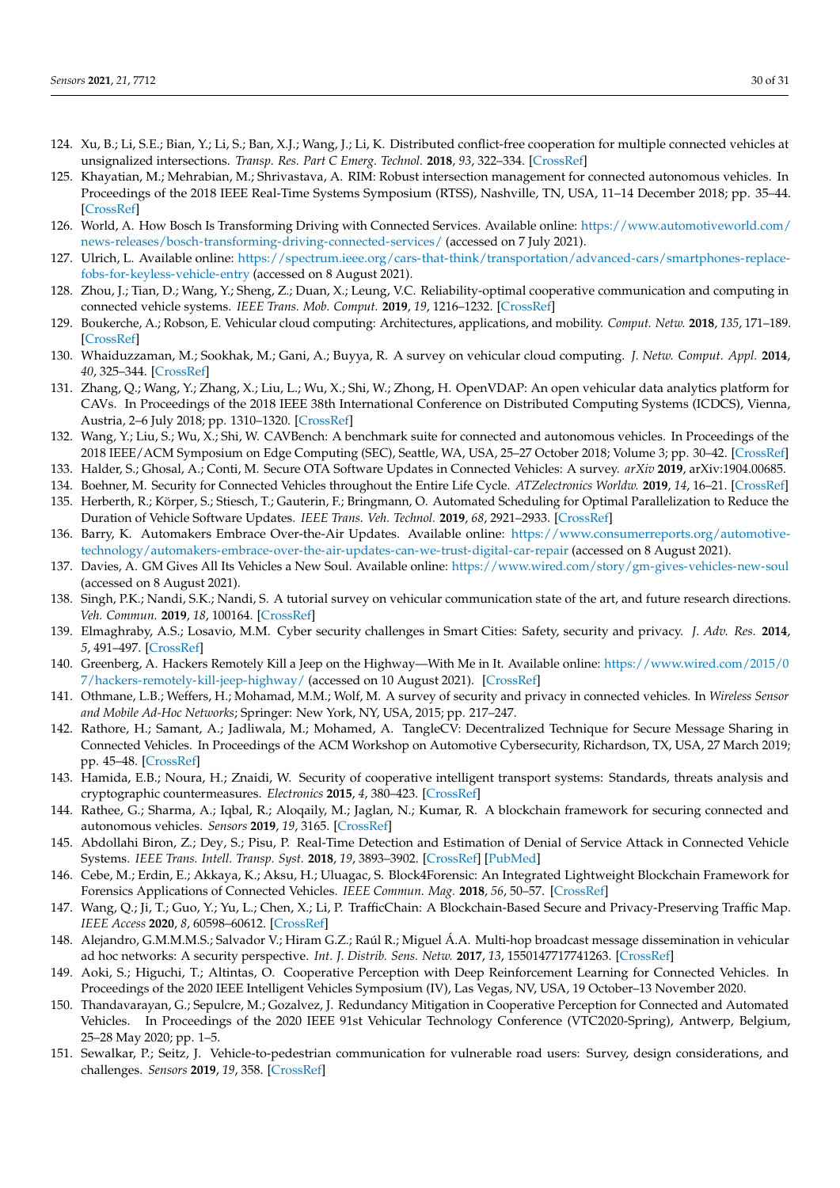124. Xu, B.; Li, S.E.; Bian, Y.; Li, S.; Ban, X.J.; Wang, J.; Li, K. Distributed conflict-free cooperation for multiple connected vehicles at unsignalized intersections. *Transp. Res. Part C Emerg. Technol.* **2018**, *93*, 322–334. [CrossRef]
125. Khayatian, M.; Mehrabian, M.; Shrivastava, A. RIM: Robust intersection management for connected autonomous vehicles. In Proceedings of the 2018 IEEE Real-Time Systems Symposium (RTSS), Nashville, TN, USA, 11–14 December 2018; pp. 35–44. [CrossRef]
126. World, A. How Bosch Is Transforming Driving with Connected Services. Available online: https://www.automotiveworld.com/news-releases/bosch-transforming-driving-connected-services/ (accessed on 7 July 2021).
127. Ulrich, L. Available online: https://spectrum.ieee.org/cars-that-think/transportation/advanced-cars/smartphones-replace-fobs-for-keyless-vehicle-entry (accessed on 8 August 2021).
128. Zhou, J.; Tian, D.; Wang, Y.; Sheng, Z.; Duan, X.; Leung, V.C. Reliability-optimal cooperative communication and computing in connected vehicle systems. *IEEE Trans. Mob. Comput.* **2019**, *19*, 1216–1232. [CrossRef]
129. Boukerche, A.; Robson, E. Vehicular cloud computing: Architectures, applications, and mobility. *Comput. Netw.* **2018**, *135*, 171–189. [CrossRef]
130. Whaiduzzaman, M.; Sookhak, M.; Gani, A.; Buyya, R. A survey on vehicular cloud computing. *J. Netw. Comput. Appl.* **2014**, *40*, 325–344. [CrossRef]
131. Zhang, Q.; Wang, Y.; Zhang, X.; Liu, L.; Wu, X.; Shi, W.; Zhong, H. OpenVDAP: An open vehicular data analytics platform for CAVs. In Proceedings of the 2018 IEEE 38th International Conference on Distributed Computing Systems (ICDCS), Vienna, Austria, 2–6 July 2018; pp. 1310–1320. [CrossRef]
132. Wang, Y.; Liu, S.; Wu, X.; Shi, W. CAVBench: A benchmark suite for connected and autonomous vehicles. In Proceedings of the 2018 IEEE/ACM Symposium on Edge Computing (SEC), Seattle, WA, USA, 25–27 October 2018; Volume 3; pp. 30–42. [CrossRef]
133. Halder, S.; Ghosal, A.; Conti, M. Secure OTA Software Updates in Connected Vehicles: A survey. *arXiv* **2019**, arXiv:1904.00685.
134. Boehner, M. Security for Connected Vehicles throughout the Entire Life Cycle. *ATZelectronics Worldw.* **2019**, *14*, 16–21. [CrossRef]
135. Herberth, R.; Körper, S.; Stiesch, T.; Gauterin, F.; Bringmann, O. Automated Scheduling for Optimal Parallelization to Reduce the Duration of Vehicle Software Updates. *IEEE Trans. Veh. Technol.* **2019**, *68*, 2921–2933. [CrossRef]
136. Barry, K. Automakers Embrace Over-the-Air Updates. Available online: https://www.consumerreports.org/automotive-technology/automakers-embrace-over-the-air-updates-can-we-trust-digital-car-repair (accessed on 8 August 2021).
137. Davies, A. GM Gives All Its Vehicles a New Soul. Available online: https://www.wired.com/story/gm-gives-vehicles-new-soul (accessed on 8 August 2021).
138. Singh, P.K.; Nandi, S.K.; Nandi, S. A tutorial survey on vehicular communication state of the art, and future research directions. *Veh. Commun.* **2019**, *18*, 100164. [CrossRef]
139. Elmaghraby, A.S.; Losavio, M.M. Cyber security challenges in Smart Cities: Safety, security and privacy. *J. Adv. Res.* **2014**, *5*, 491–497. [CrossRef]
140. Greenberg, A. Hackers Remotely Kill a Jeep on the Highway—With Me in It. Available online: https://www.wired.com/2015/07/hackers-remotely-kill-jeep-highway/ (accessed on 10 August 2021). [CrossRef]
141. Othmane, L.B.; Weffers, H.; Mohamad, M.M.; Wolf, M. A survey of security and privacy in connected vehicles. In *Wireless Sensor and Mobile Ad-Hoc Networks*; Springer: New York, NY, USA, 2015; pp. 217–247.
142. Rathore, H.; Samant, A.; Jadliwala, M.; Mohamed, A. TangleCV: Decentralized Technique for Secure Message Sharing in Connected Vehicles. In Proceedings of the ACM Workshop on Automotive Cybersecurity, Richardson, TX, USA, 27 March 2019; pp. 45–48. [CrossRef]
143. Hamida, E.B.; Noura, H.; Znaidi, W. Security of cooperative intelligent transport systems: Standards, threats analysis and cryptographic countermeasures. *Electronics* **2015**, *4*, 380–423. [CrossRef]
144. Rathee, G.; Sharma, A.; Iqbal, R.; Aloqaily, M.; Jaglan, N.; Kumar, R. A blockchain framework for securing connected and autonomous vehicles. *Sensors* **2019**, *19*, 3165. [CrossRef]
145. Abdollahi Biron, Z.; Dey, S.; Pisu, P. Real-Time Detection and Estimation of Denial of Service Attack in Connected Vehicle Systems. *IEEE Trans. Intell. Transp. Syst.* **2018**, *19*, 3893–3902. [CrossRef] [PubMed]
146. Cebe, M.; Erdin, E.; Akkaya, K.; Aksu, H.; Uluagac, S. Block4Forensic: An Integrated Lightweight Blockchain Framework for Forensics Applications of Connected Vehicles. *IEEE Commun. Mag.* **2018**, *56*, 50–57. [CrossRef]
147. Wang, Q.; Ji, T.; Guo, Y.; Yu, L.; Chen, X.; Li, P. TrafficChain: A Blockchain-Based Secure and Privacy-Preserving Traffic Map. *IEEE Access* **2020**, *8*, 60598–60612. [CrossRef]
148. Alejandro, G.M.M.M.S.; Salvador V.; Hiram G.Z.; Raúl R.; Miguel Á.A. Multi-hop broadcast message dissemination in vehicular ad hoc networks: A security perspective. *Int. J. Distrib. Sens. Netw.* **2017**, *13*, 1550147717741263. [CrossRef]
149. Aoki, S.; Higuchi, T.; Altintas, O. Cooperative Perception with Deep Reinforcement Learning for Connected Vehicles. In Proceedings of the 2020 IEEE Intelligent Vehicles Symposium (IV), Las Vegas, NV, USA, 19 October–13 November 2020.
150. Thandavarayan, G.; Sepulcre, M.; Gozalvez, J. Redundancy Mitigation in Cooperative Perception for Connected and Automated Vehicles. In Proceedings of the 2020 IEEE 91st Vehicular Technology Conference (VTC2020-Spring), Antwerp, Belgium, 25–28 May 2020; pp. 1–5.
151. Sewalkar, P.; Seitz, J. Vehicle-to-pedestrian communication for vulnerable road users: Survey, design considerations, and challenges. *Sensors* **2019**, *19*, 358. [CrossRef]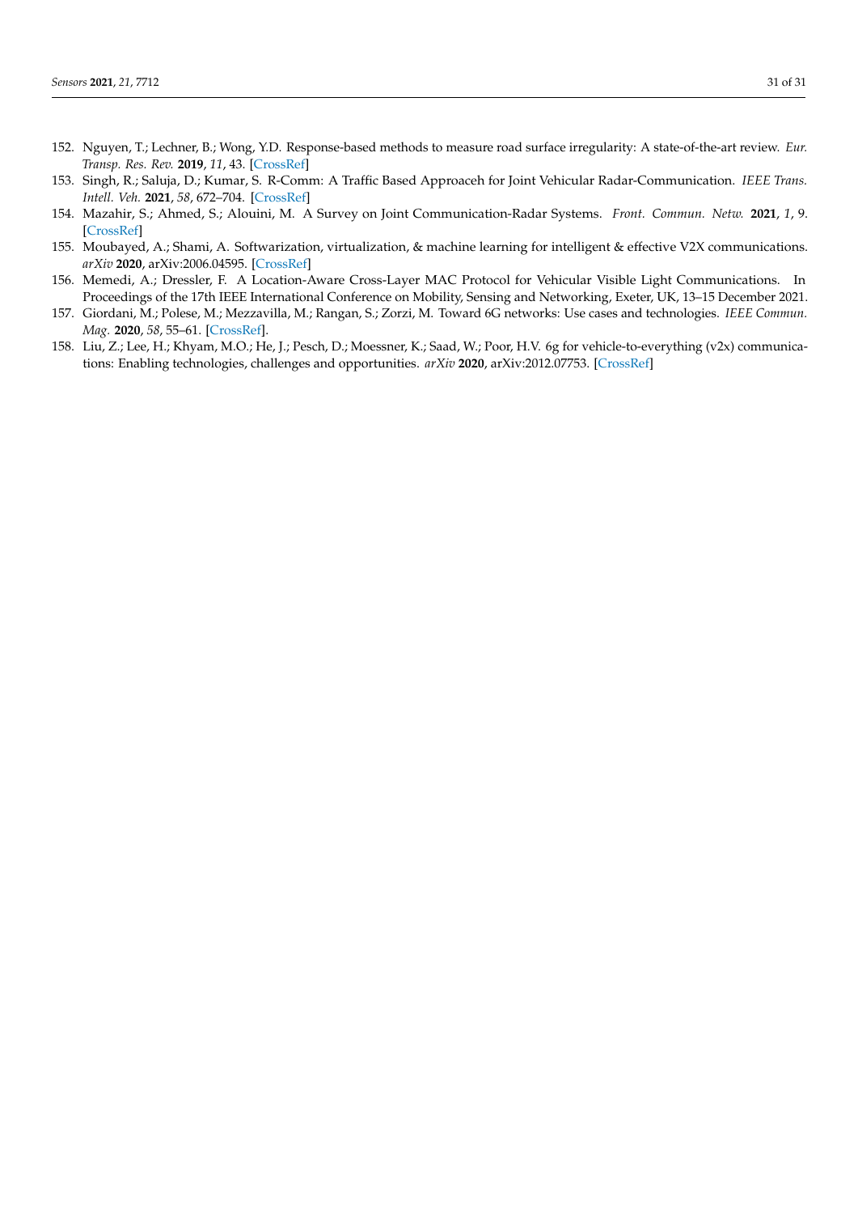152. Nguyen, T.; Lechner, B.; Wong, Y.D. Response-based methods to measure road surface irregularity: A state-of-the-art review. *Eur. Transp. Res. Rev.* **2019**, *11*, 43. [CrossRef]
153. Singh, R.; Saluja, D.; Kumar, S. R-Comm: A Traffic Based Approaceh for Joint Vehicular Radar-Communication. *IEEE Trans. Intell. Veh.* **2021**, *58*, 672–704. [CrossRef]
154. Mazahir, S.; Ahmed, S.; Alouini, M. A Survey on Joint Communication-Radar Systems. *Front. Commun. Netw.* **2021**, *1*, 9. [CrossRef]
155. Moubayed, A.; Shami, A. Softwarization, virtualization, & machine learning for intelligent & effective V2X communications. *arXiv* **2020**, arXiv:2006.04595. [CrossRef]
156. Memedi, A.; Dressler, F. A Location-Aware Cross-Layer MAC Protocol for Vehicular Visible Light Communications. In Proceedings of the 17th IEEE International Conference on Mobility, Sensing and Networking, Exeter, UK, 13–15 December 2021.
157. Giordani, M.; Polese, M.; Mezzavilla, M.; Rangan, S.; Zorzi, M. Toward 6G networks: Use cases and technologies. *IEEE Commun. Mag.* **2020**, *58*, 55–61. [CrossRef].
158. Liu, Z.; Lee, H.; Khyam, M.O.; He, J.; Pesch, D.; Moessner, K.; Saad, W.; Poor, H.V. 6g for vehicle-to-everything (v2x) communications: Enabling technologies, challenges and opportunities. *arXiv* **2020**, arXiv:2012.07753. [CrossRef]